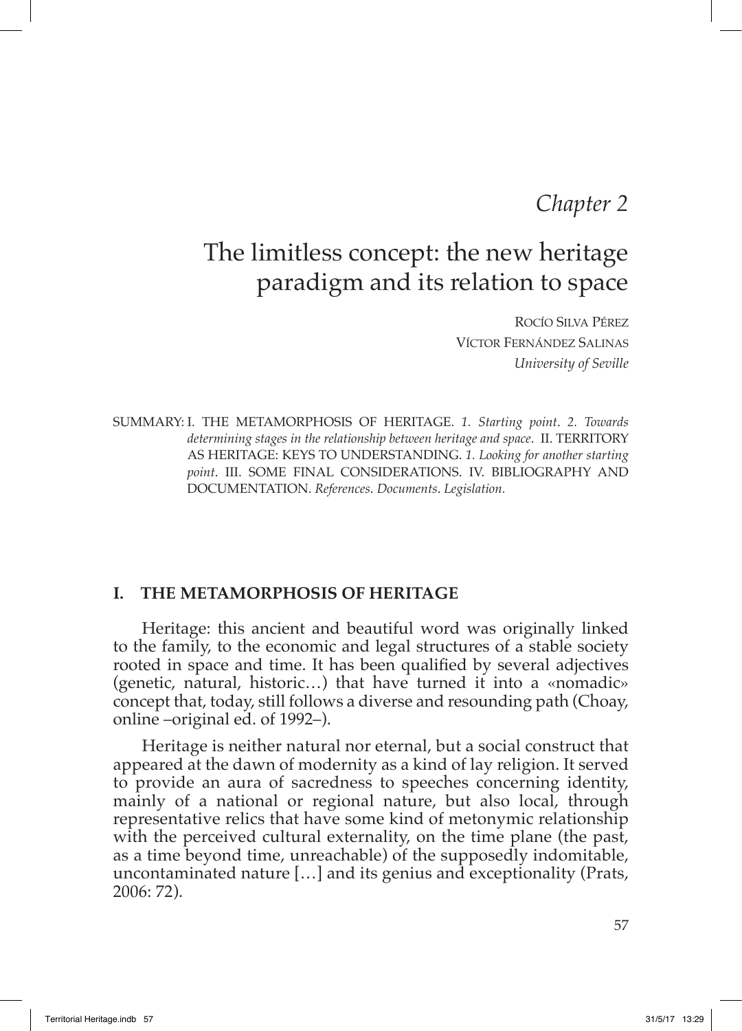*Chapter 2*

# The limitless concept: the new heritage paradigm and its relation to space

Rocío Silva Pérez
Víctor Fernández Salinas
*University of Seville*

SUMMARY: I. THE METAMORPHOSIS OF HERITAGE. *1. Starting point*. *2. Towards determining stages in the relationship between heritage and space*. II. TERRITORY AS HERITAGE: KEYS TO UNDERSTANDING. *1. Looking for another starting point*. III. SOME FINAL CONSIDERATIONS. IV. BIBLIOGRAPHY AND DOCUMENTATION. *References*. *Documents*. *Legislation*.

## I. THE METAMORPHOSIS OF HERITAGE

Heritage: this ancient and beautiful word was originally linked to the family, to the economic and legal structures of a stable society rooted in space and time. It has been qualified by several adjectives (genetic, natural, historic…) that have turned it into a «nomadic» concept that, today, still follows a diverse and resounding path (Choay, online –original ed. of 1992–).

Heritage is neither natural nor eternal, but a social construct that appeared at the dawn of modernity as a kind of lay religion. It served to provide an aura of sacredness to speeches concerning identity, mainly of a national or regional nature, but also local, through representative relics that have some kind of metonymic relationship with the perceived cultural externality, on the time plane (the past, as a time beyond time, unreachable) of the supposedly indomitable, uncontaminated nature […] and its genius and exceptionality (Prats, 2006: 72).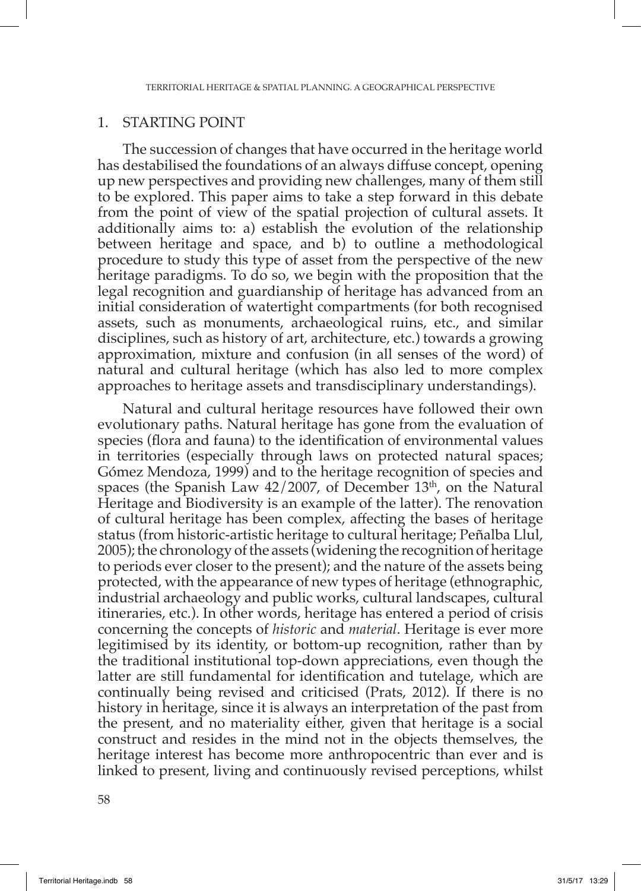## 1. STARTING POINT

The succession of changes that have occurred in the heritage world has destabilised the foundations of an always diffuse concept, opening up new perspectives and providing new challenges, many of them still to be explored. This paper aims to take a step forward in this debate from the point of view of the spatial projection of cultural assets. It additionally aims to: a) establish the evolution of the relationship between heritage and space, and b) to outline a methodological procedure to study this type of asset from the perspective of the new heritage paradigms. To do so, we begin with the proposition that the legal recognition and guardianship of heritage has advanced from an initial consideration of watertight compartments (for both recognised assets, such as monuments, archaeological ruins, etc., and similar disciplines, such as history of art, architecture, etc.) towards a growing approximation, mixture and confusion (in all senses of the word) of natural and cultural heritage (which has also led to more complex approaches to heritage assets and transdisciplinary understandings).

Natural and cultural heritage resources have followed their own evolutionary paths. Natural heritage has gone from the evaluation of species (flora and fauna) to the identification of environmental values in territories (especially through laws on protected natural spaces; Gómez Mendoza, 1999) and to the heritage recognition of species and spaces (the Spanish Law 42/2007, of December 13th, on the Natural Heritage and Biodiversity is an example of the latter). The renovation of cultural heritage has been complex, affecting the bases of heritage status (from historic-artistic heritage to cultural heritage; Peñalba Llul, 2005); the chronology of the assets (widening the recognition of heritage to periods ever closer to the present); and the nature of the assets being protected, with the appearance of new types of heritage (ethnographic, industrial archaeology and public works, cultural landscapes, cultural itineraries, etc.). In other words, heritage has entered a period of crisis concerning the concepts of *historic* and *material*. Heritage is ever more legitimised by its identity, or bottom-up recognition, rather than by the traditional institutional top-down appreciations, even though the latter are still fundamental for identification and tutelage, which are continually being revised and criticised (Prats, 2012). If there is no history in heritage, since it is always an interpretation of the past from the present, and no materiality either, given that heritage is a social construct and resides in the mind not in the objects themselves, the heritage interest has become more anthropocentric than ever and is linked to present, living and continuously revised perceptions, whilst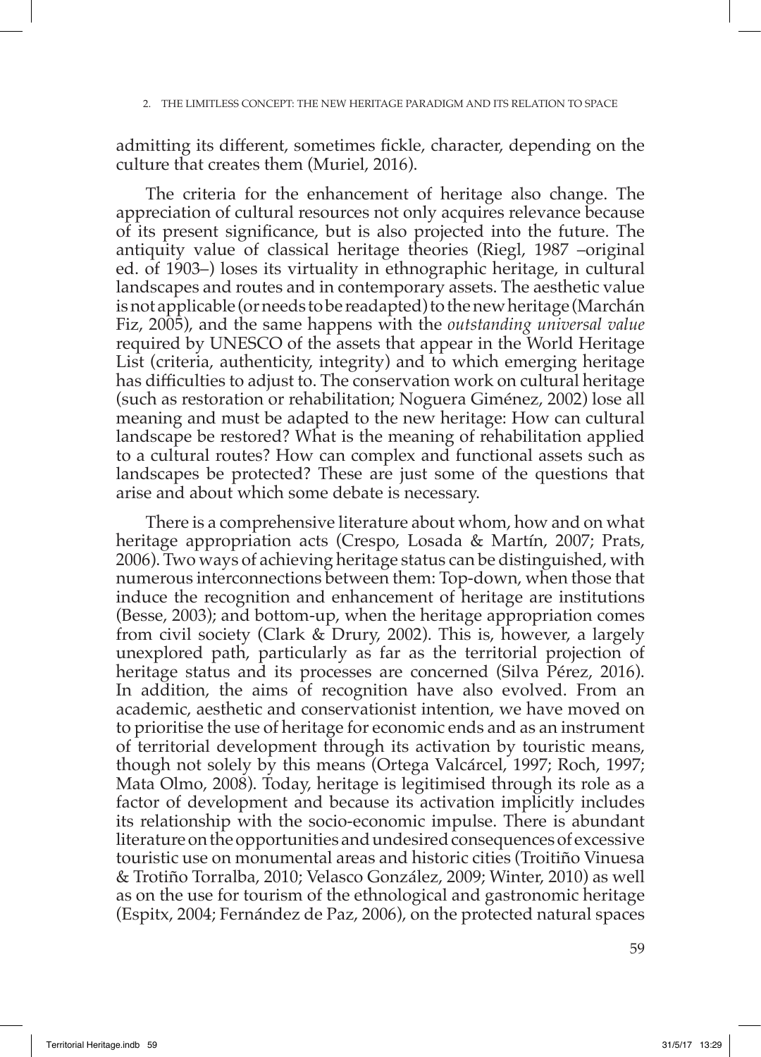admitting its different, sometimes fickle, character, depending on the culture that creates them (Muriel, 2016).

The criteria for the enhancement of heritage also change. The appreciation of cultural resources not only acquires relevance because of its present significance, but is also projected into the future. The antiquity value of classical heritage theories (Riegl, 1987 –original ed. of 1903–) loses its virtuality in ethnographic heritage, in cultural landscapes and routes and in contemporary assets. The aesthetic value is not applicable (or needs to be readapted) to the new heritage (Marchán Fiz, 2005), and the same happens with the *outstanding universal value* required by UNESCO of the assets that appear in the World Heritage List (criteria, authenticity, integrity) and to which emerging heritage has difficulties to adjust to. The conservation work on cultural heritage (such as restoration or rehabilitation; Noguera Giménez, 2002) lose all meaning and must be adapted to the new heritage: How can cultural landscape be restored? What is the meaning of rehabilitation applied to a cultural routes? How can complex and functional assets such as landscapes be protected? These are just some of the questions that arise and about which some debate is necessary.

There is a comprehensive literature about whom, how and on what heritage appropriation acts (Crespo, Losada & Martín, 2007; Prats, 2006). Two ways of achieving heritage status can be distinguished, with numerous interconnections between them: Top-down, when those that induce the recognition and enhancement of heritage are institutions (Besse, 2003); and bottom-up, when the heritage appropriation comes from civil society (Clark & Drury, 2002). This is, however, a largely unexplored path, particularly as far as the territorial projection of heritage status and its processes are concerned (Silva Pérez, 2016). In addition, the aims of recognition have also evolved. From an academic, aesthetic and conservationist intention, we have moved on to prioritise the use of heritage for economic ends and as an instrument of territorial development through its activation by touristic means, though not solely by this means (Ortega Valcárcel, 1997; Roch, 1997; Mata Olmo, 2008). Today, heritage is legitimised through its role as a factor of development and because its activation implicitly includes its relationship with the socio-economic impulse. There is abundant literature on the opportunities and undesired consequences of excessive touristic use on monumental areas and historic cities (Troitiño Vinuesa & Trotiño Torralba, 2010; Velasco González, 2009; Winter, 2010) as well as on the use for tourism of the ethnological and gastronomic heritage (Espitx, 2004; Fernández de Paz, 2006), on the protected natural spaces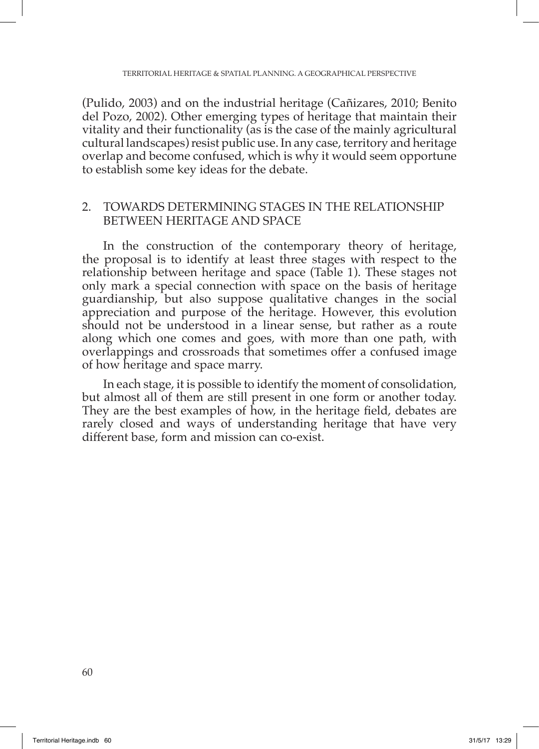(Pulido, 2003) and on the industrial heritage (Cañizares, 2010; Benito del Pozo, 2002). Other emerging types of heritage that maintain their vitality and their functionality (as is the case of the mainly agricultural cultural landscapes) resist public use. In any case, territory and heritage overlap and become confused, which is why it would seem opportune to establish some key ideas for the debate.

## 2. TOWARDS DETERMINING STAGES IN THE RELATIONSHIP BETWEEN HERITAGE AND SPACE

In the construction of the contemporary theory of heritage, the proposal is to identify at least three stages with respect to the relationship between heritage and space (Table 1). These stages not only mark a special connection with space on the basis of heritage guardianship, but also suppose qualitative changes in the social appreciation and purpose of the heritage. However, this evolution should not be understood in a linear sense, but rather as a route along which one comes and goes, with more than one path, with overlappings and crossroads that sometimes offer a confused image of how heritage and space marry.

In each stage, it is possible to identify the moment of consolidation, but almost all of them are still present in one form or another today. They are the best examples of how, in the heritage field, debates are rarely closed and ways of understanding heritage that have very different base, form and mission can co-exist.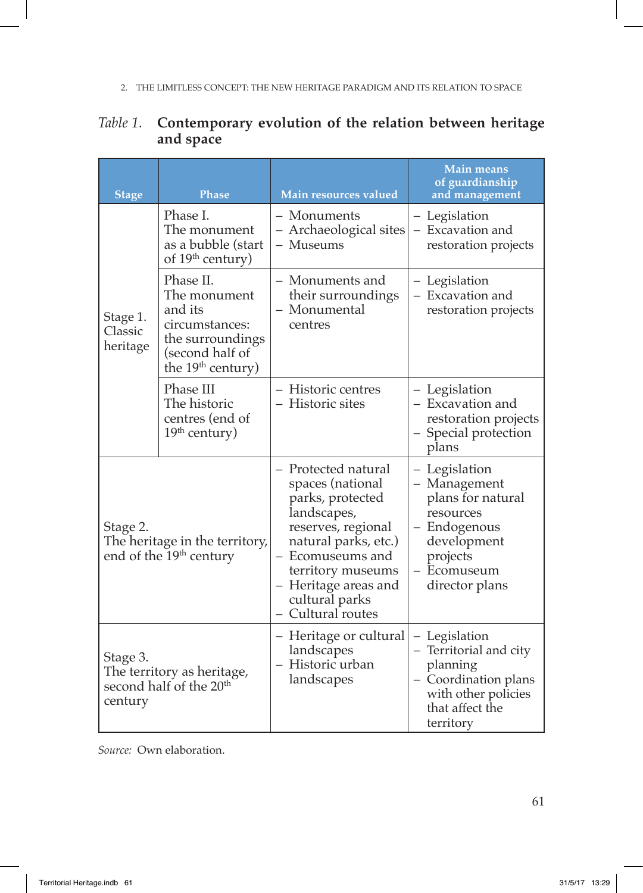*Table 1.* **Contemporary evolution of the relation between heritage and space**

| Stage | Phase | Main resources valued | Main means of guardianship and management |
|---|---|---|---|
| Stage 1. Classic heritage | Phase I. The monument as a bubble (start of 19th century) | – Monuments<br>– Archaeological sites<br>– Museums | – Legislation<br>– Excavation and restoration projects |
| | Phase II. The monument and its circumstances: the surroundings (second half of the 19th century) | – Monuments and their surroundings<br>– Monumental centres | – Legislation<br>– Excavation and restoration projects |
| | Phase III The historic centres (end of 19th century) | – Historic centres<br>– Historic sites | – Legislation<br>– Excavation and restoration projects<br>– Special protection plans |
| Stage 2. The heritage in the territory, end of the 19th century | | – Protected natural spaces (national parks, protected landscapes, reserves, regional natural parks, etc.)<br>– Ecomuseums and territory museums<br>– Heritage areas and cultural parks<br>– Cultural routes | – Legislation<br>– Management plans for natural resources<br>– Endogenous development projects<br>– Ecomuseum director plans |
| Stage 3. The territory as heritage, second half of the 20th century | | – Heritage or cultural landscapes<br>– Historic urban landscapes | – Legislation<br>– Territorial and city planning<br>– Coordination plans with other policies that affect the territory |

*Source:* Own elaboration.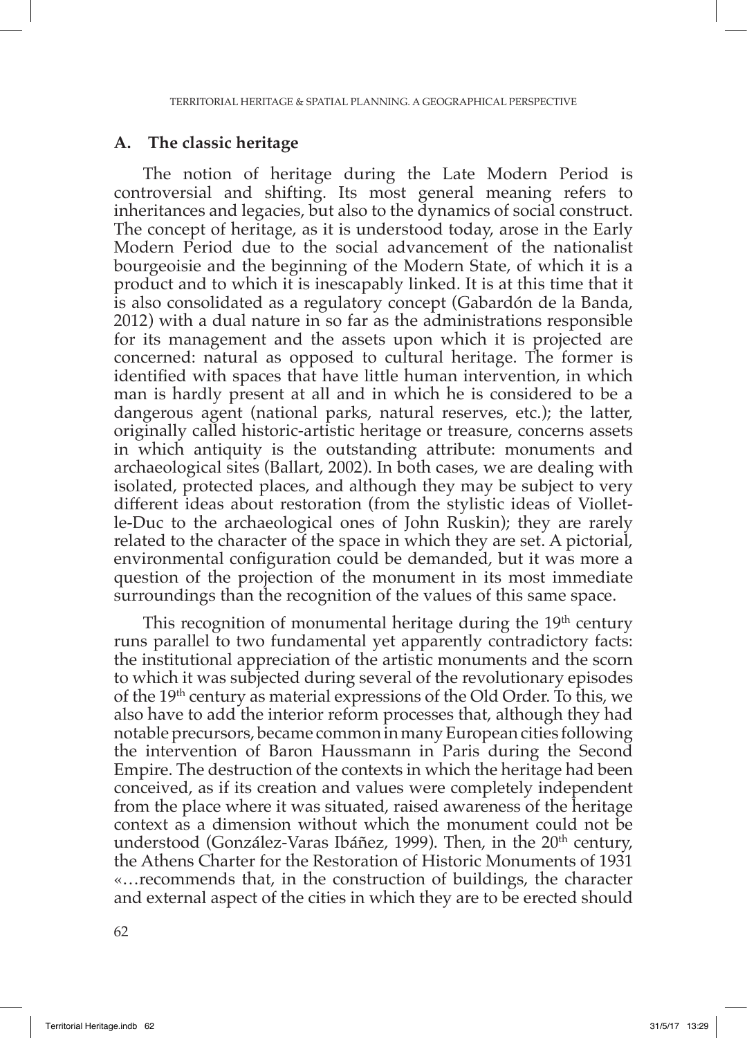## A. The classic heritage

The notion of heritage during the Late Modern Period is controversial and shifting. Its most general meaning refers to inheritances and legacies, but also to the dynamics of social construct. The concept of heritage, as it is understood today, arose in the Early Modern Period due to the social advancement of the nationalist bourgeoisie and the beginning of the Modern State, of which it is a product and to which it is inescapably linked. It is at this time that it is also consolidated as a regulatory concept (Gabardón de la Banda, 2012) with a dual nature in so far as the administrations responsible for its management and the assets upon which it is projected are concerned: natural as opposed to cultural heritage. The former is identified with spaces that have little human intervention, in which man is hardly present at all and in which he is considered to be a dangerous agent (national parks, natural reserves, etc.); the latter, originally called historic-artistic heritage or treasure, concerns assets in which antiquity is the outstanding attribute: monuments and archaeological sites (Ballart, 2002). In both cases, we are dealing with isolated, protected places, and although they may be subject to very different ideas about restoration (from the stylistic ideas of Viollet-le-Duc to the archaeological ones of John Ruskin); they are rarely related to the character of the space in which they are set. A pictorial, environmental configuration could be demanded, but it was more a question of the projection of the monument in its most immediate surroundings than the recognition of the values of this same space.

This recognition of monumental heritage during the 19th century runs parallel to two fundamental yet apparently contradictory facts: the institutional appreciation of the artistic monuments and the scorn to which it was subjected during several of the revolutionary episodes of the 19th century as material expressions of the Old Order. To this, we also have to add the interior reform processes that, although they had notable precursors, became common in many European cities following the intervention of Baron Haussmann in Paris during the Second Empire. The destruction of the contexts in which the heritage had been conceived, as if its creation and values were completely independent from the place where it was situated, raised awareness of the heritage context as a dimension without which the monument could not be understood (González-Varas Ibáñez, 1999). Then, in the 20th century, the Athens Charter for the Restoration of Historic Monuments of 1931 «…recommends that, in the construction of buildings, the character and external aspect of the cities in which they are to be erected should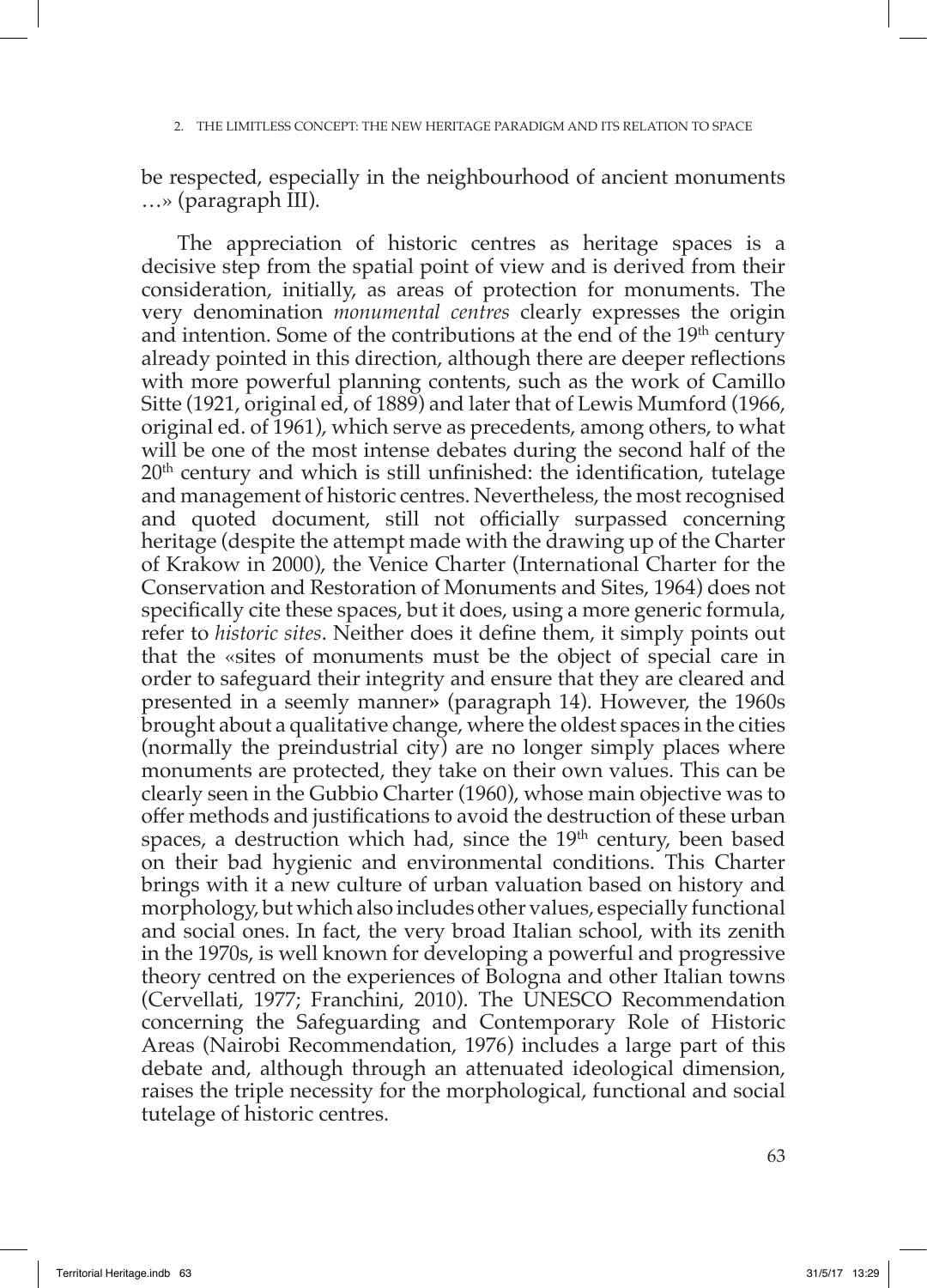be respected, especially in the neighbourhood of ancient monuments …» (paragraph III).

The appreciation of historic centres as heritage spaces is a decisive step from the spatial point of view and is derived from their consideration, initially, as areas of protection for monuments. The very denomination *monumental centres* clearly expresses the origin and intention. Some of the contributions at the end of the 19th century already pointed in this direction, although there are deeper reflections with more powerful planning contents, such as the work of Camillo Sitte (1921, original ed, of 1889) and later that of Lewis Mumford (1966, original ed. of 1961), which serve as precedents, among others, to what will be one of the most intense debates during the second half of the 20th century and which is still unfinished: the identification, tutelage and management of historic centres. Nevertheless, the most recognised and quoted document, still not officially surpassed concerning heritage (despite the attempt made with the drawing up of the Charter of Krakow in 2000), the Venice Charter (International Charter for the Conservation and Restoration of Monuments and Sites, 1964) does not specifically cite these spaces, but it does, using a more generic formula, refer to *historic sites*. Neither does it define them, it simply points out that the «sites of monuments must be the object of special care in order to safeguard their integrity and ensure that they are cleared and presented in a seemly manner» (paragraph 14). However, the 1960s brought about a qualitative change, where the oldest spaces in the cities (normally the preindustrial city) are no longer simply places where monuments are protected, they take on their own values. This can be clearly seen in the Gubbio Charter (1960), whose main objective was to offer methods and justifications to avoid the destruction of these urban spaces, a destruction which had, since the 19th century, been based on their bad hygienic and environmental conditions. This Charter brings with it a new culture of urban valuation based on history and morphology, but which also includes other values, especially functional and social ones. In fact, the very broad Italian school, with its zenith in the 1970s, is well known for developing a powerful and progressive theory centred on the experiences of Bologna and other Italian towns (Cervellati, 1977; Franchini, 2010). The UNESCO Recommendation concerning the Safeguarding and Contemporary Role of Historic Areas (Nairobi Recommendation, 1976) includes a large part of this debate and, although through an attenuated ideological dimension, raises the triple necessity for the morphological, functional and social tutelage of historic centres.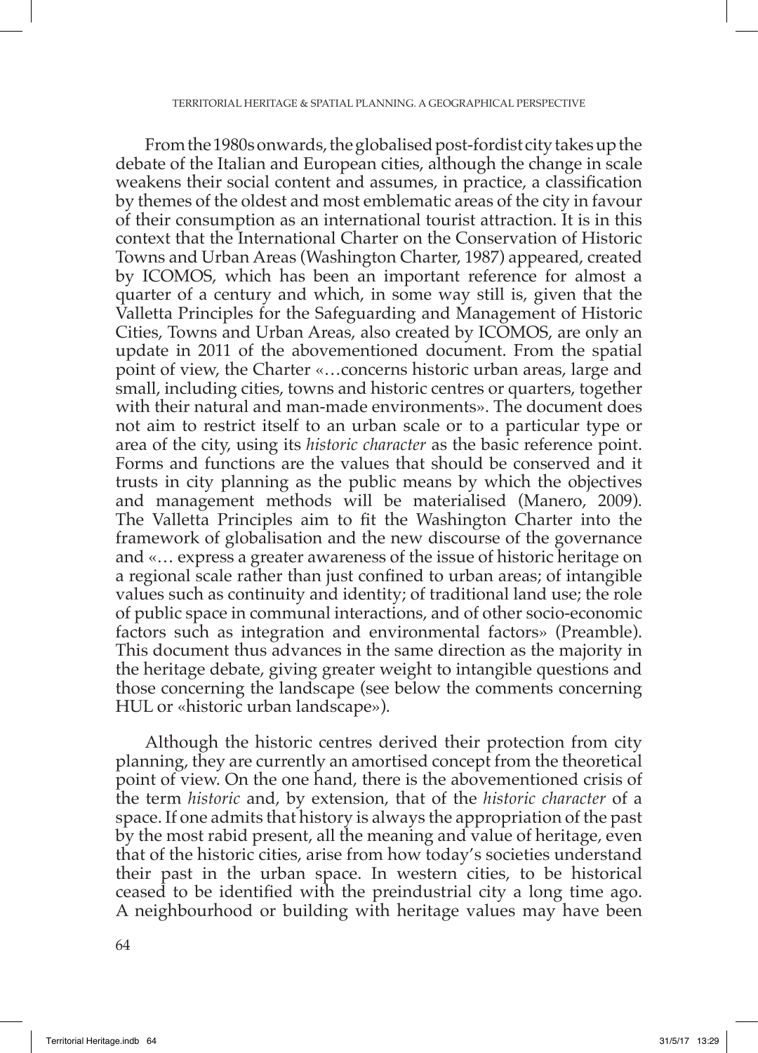From the 1980s onwards, the globalised post-fordist city takes up the debate of the Italian and European cities, although the change in scale weakens their social content and assumes, in practice, a classification by themes of the oldest and most emblematic areas of the city in favour of their consumption as an international tourist attraction. It is in this context that the International Charter on the Conservation of Historic Towns and Urban Areas (Washington Charter, 1987) appeared, created by ICOMOS, which has been an important reference for almost a quarter of a century and which, in some way still is, given that the Valletta Principles for the Safeguarding and Management of Historic Cities, Towns and Urban Areas, also created by ICOMOS, are only an update in 2011 of the abovementioned document. From the spatial point of view, the Charter «…concerns historic urban areas, large and small, including cities, towns and historic centres or quarters, together with their natural and man-made environments». The document does not aim to restrict itself to an urban scale or to a particular type or area of the city, using its *historic character* as the basic reference point. Forms and functions are the values that should be conserved and it trusts in city planning as the public means by which the objectives and management methods will be materialised (Manero, 2009). The Valletta Principles aim to fit the Washington Charter into the framework of globalisation and the new discourse of the governance and «… express a greater awareness of the issue of historic heritage on a regional scale rather than just confined to urban areas; of intangible values such as continuity and identity; of traditional land use; the role of public space in communal interactions, and of other socio-economic factors such as integration and environmental factors» (Preamble). This document thus advances in the same direction as the majority in the heritage debate, giving greater weight to intangible questions and those concerning the landscape (see below the comments concerning HUL or «historic urban landscape»).

Although the historic centres derived their protection from city planning, they are currently an amortised concept from the theoretical point of view. On the one hand, there is the abovementioned crisis of the term *historic* and, by extension, that of the *historic character* of a space. If one admits that history is always the appropriation of the past by the most rabid present, all the meaning and value of heritage, even that of the historic cities, arise from how today's societies understand their past in the urban space. In western cities, to be historical ceased to be identified with the preindustrial city a long time ago. A neighbourhood or building with heritage values may have been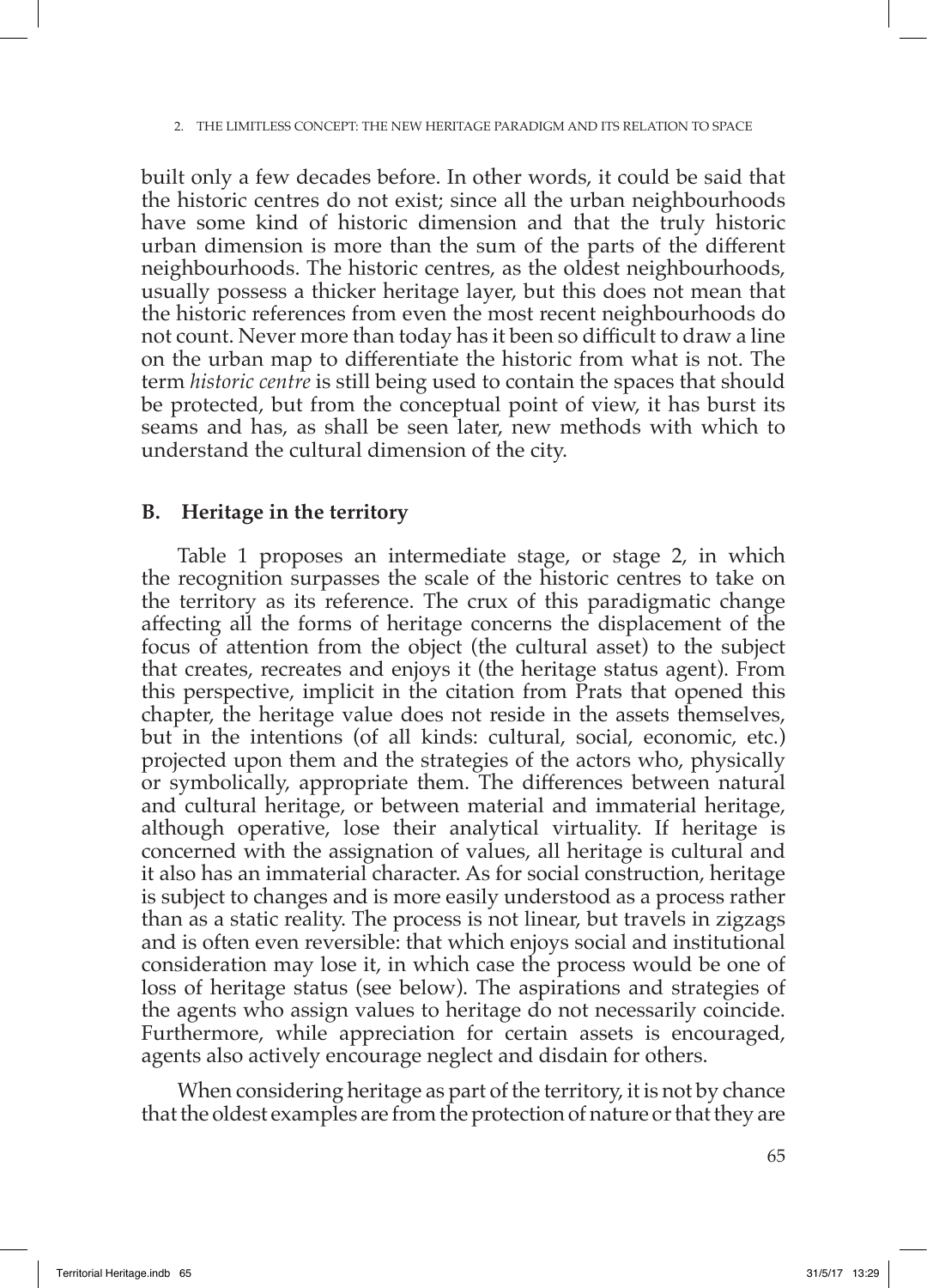built only a few decades before. In other words, it could be said that the historic centres do not exist; since all the urban neighbourhoods have some kind of historic dimension and that the truly historic urban dimension is more than the sum of the parts of the different neighbourhoods. The historic centres, as the oldest neighbourhoods, usually possess a thicker heritage layer, but this does not mean that the historic references from even the most recent neighbourhoods do not count. Never more than today has it been so difficult to draw a line on the urban map to differentiate the historic from what is not. The term *historic centre* is still being used to contain the spaces that should be protected, but from the conceptual point of view, it has burst its seams and has, as shall be seen later, new methods with which to understand the cultural dimension of the city.

### B. Heritage in the territory

Table 1 proposes an intermediate stage, or stage 2, in which the recognition surpasses the scale of the historic centres to take on the territory as its reference. The crux of this paradigmatic change affecting all the forms of heritage concerns the displacement of the focus of attention from the object (the cultural asset) to the subject that creates, recreates and enjoys it (the heritage status agent). From this perspective, implicit in the citation from Prats that opened this chapter, the heritage value does not reside in the assets themselves, but in the intentions (of all kinds: cultural, social, economic, etc.) projected upon them and the strategies of the actors who, physically or symbolically, appropriate them. The differences between natural and cultural heritage, or between material and immaterial heritage, although operative, lose their analytical virtuality. If heritage is concerned with the assignation of values, all heritage is cultural and it also has an immaterial character. As for social construction, heritage is subject to changes and is more easily understood as a process rather than as a static reality. The process is not linear, but travels in zigzags and is often even reversible: that which enjoys social and institutional consideration may lose it, in which case the process would be one of loss of heritage status (see below). The aspirations and strategies of the agents who assign values to heritage do not necessarily coincide. Furthermore, while appreciation for certain assets is encouraged, agents also actively encourage neglect and disdain for others.

When considering heritage as part of the territory, it is not by chance that the oldest examples are from the protection of nature or that they are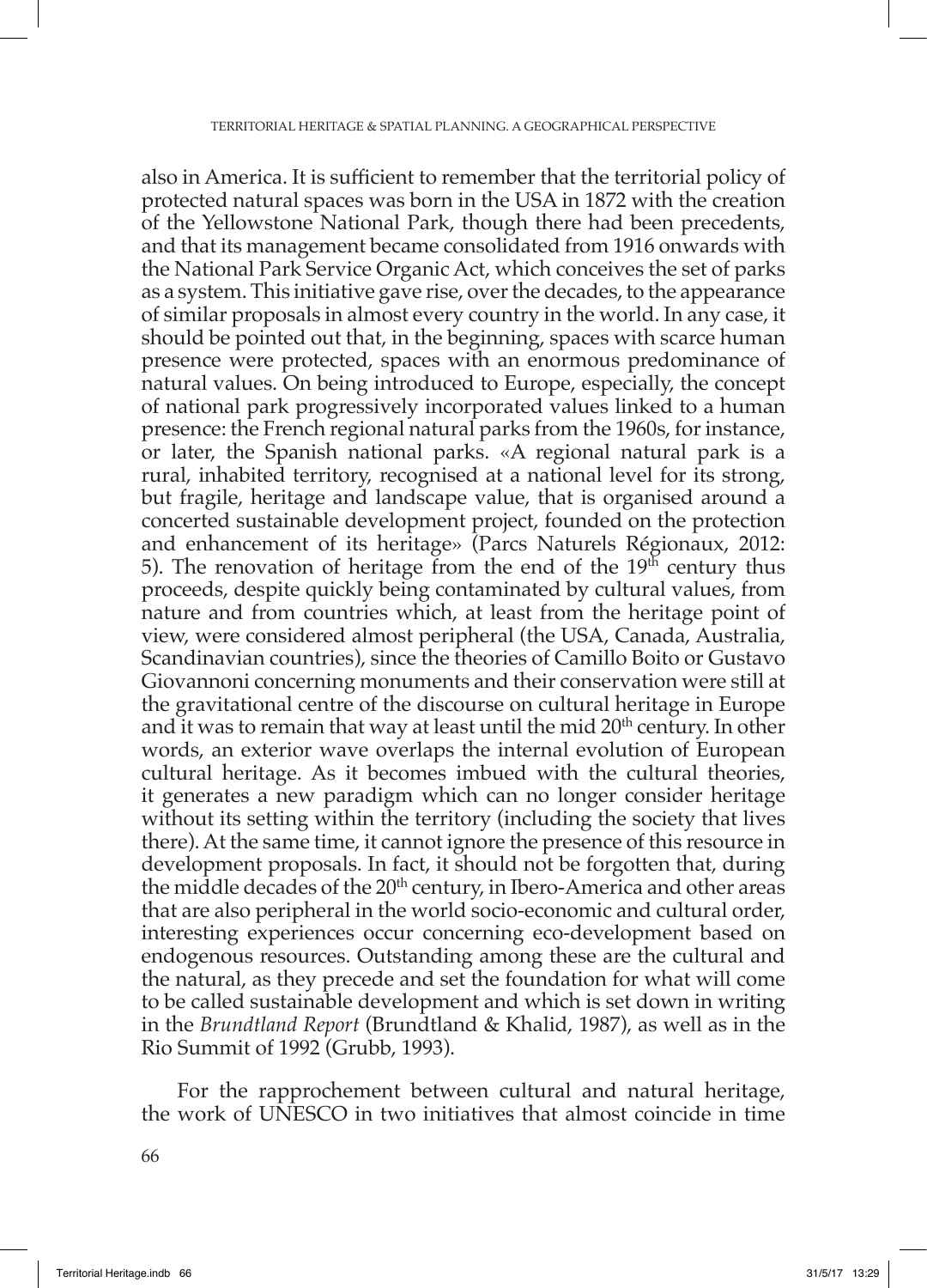also in America. It is sufficient to remember that the territorial policy of protected natural spaces was born in the USA in 1872 with the creation of the Yellowstone National Park, though there had been precedents, and that its management became consolidated from 1916 onwards with the National Park Service Organic Act, which conceives the set of parks as a system. This initiative gave rise, over the decades, to the appearance of similar proposals in almost every country in the world. In any case, it should be pointed out that, in the beginning, spaces with scarce human presence were protected, spaces with an enormous predominance of natural values. On being introduced to Europe, especially, the concept of national park progressively incorporated values linked to a human presence: the French regional natural parks from the 1960s, for instance, or later, the Spanish national parks. «A regional natural park is a rural, inhabited territory, recognised at a national level for its strong, but fragile, heritage and landscape value, that is organised around a concerted sustainable development project, founded on the protection and enhancement of its heritage» (Parcs Naturels Régionaux, 2012: 5). The renovation of heritage from the end of the 19th century thus proceeds, despite quickly being contaminated by cultural values, from nature and from countries which, at least from the heritage point of view, were considered almost peripheral (the USA, Canada, Australia, Scandinavian countries), since the theories of Camillo Boito or Gustavo Giovannoni concerning monuments and their conservation were still at the gravitational centre of the discourse on cultural heritage in Europe and it was to remain that way at least until the mid 20th century. In other words, an exterior wave overlaps the internal evolution of European cultural heritage. As it becomes imbued with the cultural theories, it generates a new paradigm which can no longer consider heritage without its setting within the territory (including the society that lives there). At the same time, it cannot ignore the presence of this resource in development proposals. In fact, it should not be forgotten that, during the middle decades of the 20th century, in Ibero-America and other areas that are also peripheral in the world socio-economic and cultural order, interesting experiences occur concerning eco-development based on endogenous resources. Outstanding among these are the cultural and the natural, as they precede and set the foundation for what will come to be called sustainable development and which is set down in writing in the *Brundtland Report* (Brundtland & Khalid, 1987), as well as in the Rio Summit of 1992 (Grubb, 1993).

For the rapprochement between cultural and natural heritage, the work of UNESCO in two initiatives that almost coincide in time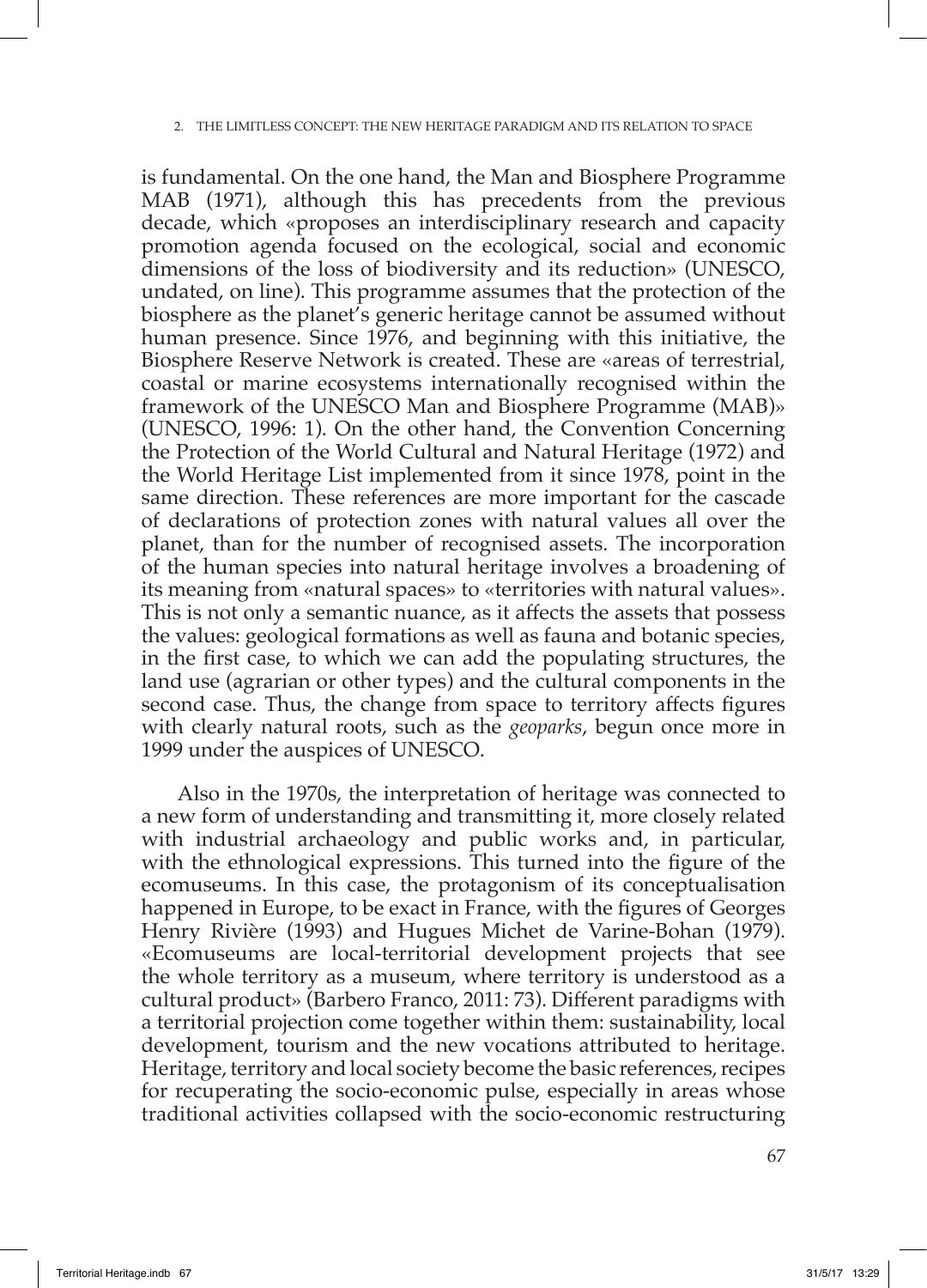is fundamental. On the one hand, the Man and Biosphere Programme MAB (1971), although this has precedents from the previous decade, which «proposes an interdisciplinary research and capacity promotion agenda focused on the ecological, social and economic dimensions of the loss of biodiversity and its reduction» (UNESCO, undated, on line). This programme assumes that the protection of the biosphere as the planet's generic heritage cannot be assumed without human presence. Since 1976, and beginning with this initiative, the Biosphere Reserve Network is created. These are «areas of terrestrial, coastal or marine ecosystems internationally recognised within the framework of the UNESCO Man and Biosphere Programme (MAB)» (UNESCO, 1996: 1). On the other hand, the Convention Concerning the Protection of the World Cultural and Natural Heritage (1972) and the World Heritage List implemented from it since 1978, point in the same direction. These references are more important for the cascade of declarations of protection zones with natural values all over the planet, than for the number of recognised assets. The incorporation of the human species into natural heritage involves a broadening of its meaning from «natural spaces» to «territories with natural values». This is not only a semantic nuance, as it affects the assets that possess the values: geological formations as well as fauna and botanic species, in the first case, to which we can add the populating structures, the land use (agrarian or other types) and the cultural components in the second case. Thus, the change from space to territory affects figures with clearly natural roots, such as the *geoparks*, begun once more in 1999 under the auspices of UNESCO.

Also in the 1970s, the interpretation of heritage was connected to a new form of understanding and transmitting it, more closely related with industrial archaeology and public works and, in particular, with the ethnological expressions. This turned into the figure of the ecomuseums. In this case, the protagonism of its conceptualisation happened in Europe, to be exact in France, with the figures of Georges Henry Rivière (1993) and Hugues Michet de Varine-Bohan (1979). «Ecomuseums are local-territorial development projects that see the whole territory as a museum, where territory is understood as a cultural product» (Barbero Franco, 2011: 73). Different paradigms with a territorial projection come together within them: sustainability, local development, tourism and the new vocations attributed to heritage. Heritage, territory and local society become the basic references, recipes for recuperating the socio-economic pulse, especially in areas whose traditional activities collapsed with the socio-economic restructuring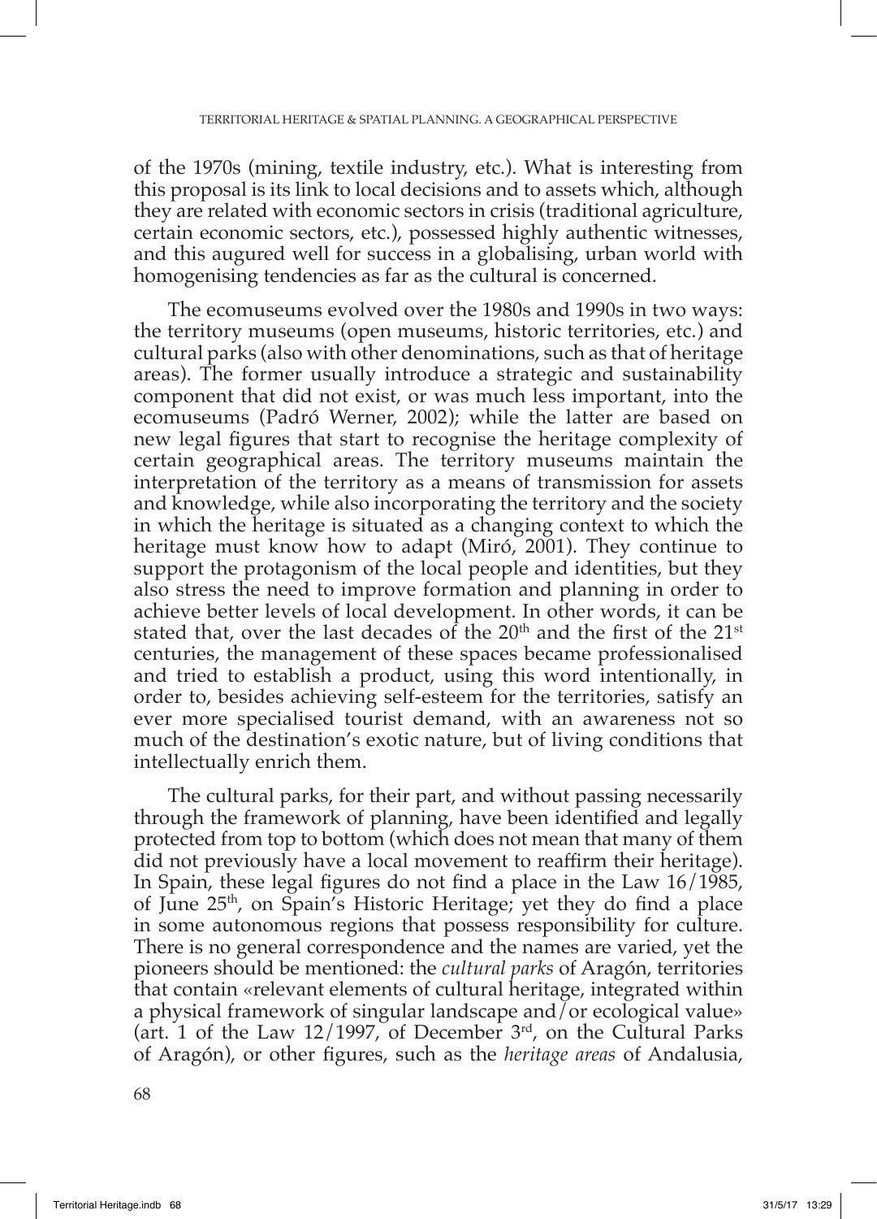of the 1970s (mining, textile industry, etc.). What is interesting from this proposal is its link to local decisions and to assets which, although they are related with economic sectors in crisis (traditional agriculture, certain economic sectors, etc.), possessed highly authentic witnesses, and this augured well for success in a globalising, urban world with homogenising tendencies as far as the cultural is concerned.

The ecomuseums evolved over the 1980s and 1990s in two ways: the territory museums (open museums, historic territories, etc.) and cultural parks (also with other denominations, such as that of heritage areas). The former usually introduce a strategic and sustainability component that did not exist, or was much less important, into the ecomuseums (Padró Werner, 2002); while the latter are based on new legal figures that start to recognise the heritage complexity of certain geographical areas. The territory museums maintain the interpretation of the territory as a means of transmission for assets and knowledge, while also incorporating the territory and the society in which the heritage is situated as a changing context to which the heritage must know how to adapt (Miró, 2001). They continue to support the protagonism of the local people and identities, but they also stress the need to improve formation and planning in order to achieve better levels of local development. In other words, it can be stated that, over the last decades of the 20th and the first of the 21st centuries, the management of these spaces became professionalised and tried to establish a product, using this word intentionally, in order to, besides achieving self-esteem for the territories, satisfy an ever more specialised tourist demand, with an awareness not so much of the destination's exotic nature, but of living conditions that intellectually enrich them.

The cultural parks, for their part, and without passing necessarily through the framework of planning, have been identified and legally protected from top to bottom (which does not mean that many of them did not previously have a local movement to reaffirm their heritage). In Spain, these legal figures do not find a place in the Law 16/1985, of June 25th, on Spain's Historic Heritage; yet they do find a place in some autonomous regions that possess responsibility for culture. There is no general correspondence and the names are varied, yet the pioneers should be mentioned: the *cultural parks* of Aragón, territories that contain «relevant elements of cultural heritage, integrated within a physical framework of singular landscape and/or ecological value» (art. 1 of the Law 12/1997, of December 3rd, on the Cultural Parks of Aragón), or other figures, such as the *heritage areas* of Andalusia,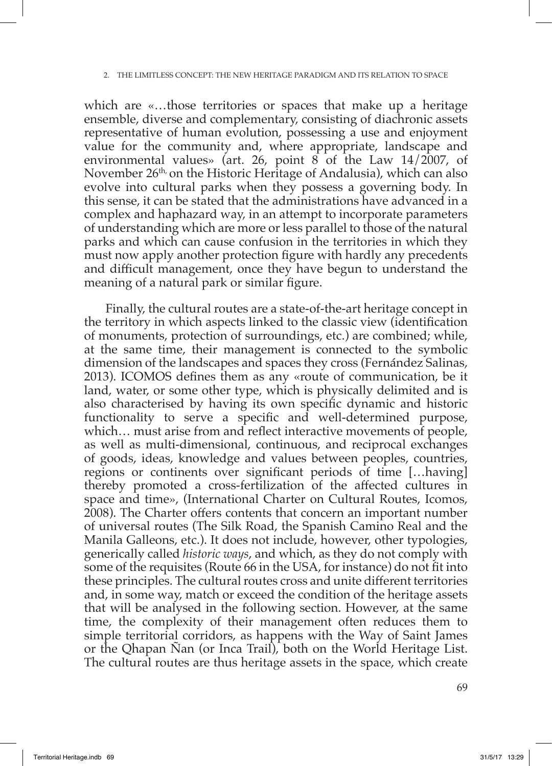which are «…those territories or spaces that make up a heritage ensemble, diverse and complementary, consisting of diachronic assets representative of human evolution, possessing a use and enjoyment value for the community and, where appropriate, landscape and environmental values» (art. 26, point 8 of the Law 14/2007, of November 26th, on the Historic Heritage of Andalusia), which can also evolve into cultural parks when they possess a governing body. In this sense, it can be stated that the administrations have advanced in a complex and haphazard way, in an attempt to incorporate parameters of understanding which are more or less parallel to those of the natural parks and which can cause confusion in the territories in which they must now apply another protection figure with hardly any precedents and difficult management, once they have begun to understand the meaning of a natural park or similar figure.

Finally, the cultural routes are a state-of-the-art heritage concept in the territory in which aspects linked to the classic view (identification of monuments, protection of surroundings, etc.) are combined; while, at the same time, their management is connected to the symbolic dimension of the landscapes and spaces they cross (Fernández Salinas, 2013). ICOMOS defines them as any «route of communication, be it land, water, or some other type, which is physically delimited and is also characterised by having its own specific dynamic and historic functionality to serve a specific and well-determined purpose, which… must arise from and reflect interactive movements of people, as well as multi-dimensional, continuous, and reciprocal exchanges of goods, ideas, knowledge and values between peoples, countries, regions or continents over significant periods of time […having] thereby promoted a cross-fertilization of the affected cultures in space and time», (International Charter on Cultural Routes, Icomos, 2008). The Charter offers contents that concern an important number of universal routes (The Silk Road, the Spanish Camino Real and the Manila Galleons, etc.). It does not include, however, other typologies, generically called *historic ways*, and which, as they do not comply with some of the requisites (Route 66 in the USA, for instance) do not fit into these principles. The cultural routes cross and unite different territories and, in some way, match or exceed the condition of the heritage assets that will be analysed in the following section. However, at the same time, the complexity of their management often reduces them to simple territorial corridors, as happens with the Way of Saint James or the Qhapan Ñan (or Inca Trail), both on the World Heritage List. The cultural routes are thus heritage assets in the space, which create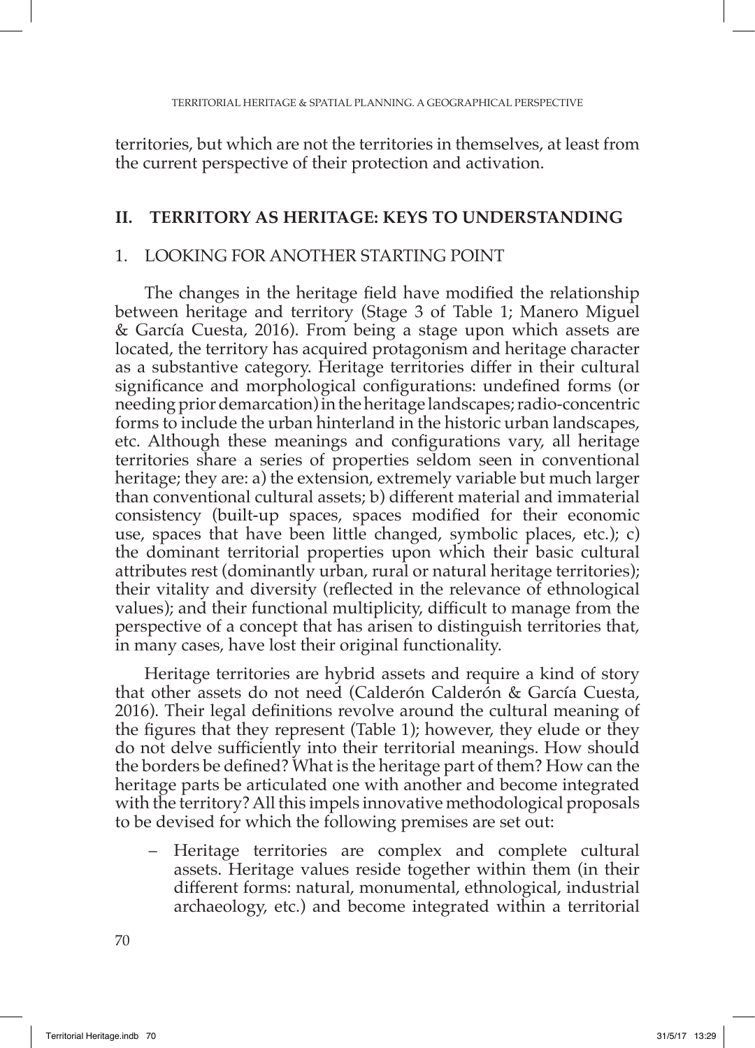territories, but which are not the territories in themselves, at least from the current perspective of their protection and activation.

## II. TERRITORY AS HERITAGE: KEYS TO UNDERSTANDING

### 1. LOOKING FOR ANOTHER STARTING POINT

The changes in the heritage field have modified the relationship between heritage and territory (Stage 3 of Table 1; Manero Miguel & García Cuesta, 2016). From being a stage upon which assets are located, the territory has acquired protagonism and heritage character as a substantive category. Heritage territories differ in their cultural significance and morphological configurations: undefined forms (or needing prior demarcation) in the heritage landscapes; radio-concentric forms to include the urban hinterland in the historic urban landscapes, etc. Although these meanings and configurations vary, all heritage territories share a series of properties seldom seen in conventional heritage; they are: a) the extension, extremely variable but much larger than conventional cultural assets; b) different material and immaterial consistency (built-up spaces, spaces modified for their economic use, spaces that have been little changed, symbolic places, etc.); c) the dominant territorial properties upon which their basic cultural attributes rest (dominantly urban, rural or natural heritage territories); their vitality and diversity (reflected in the relevance of ethnological values); and their functional multiplicity, difficult to manage from the perspective of a concept that has arisen to distinguish territories that, in many cases, have lost their original functionality.

Heritage territories are hybrid assets and require a kind of story that other assets do not need (Calderón Calderón & García Cuesta, 2016). Their legal definitions revolve around the cultural meaning of the figures that they represent (Table 1); however, they elude or they do not delve sufficiently into their territorial meanings. How should the borders be defined? What is the heritage part of them? How can the heritage parts be articulated one with another and become integrated with the territory? All this impels innovative methodological proposals to be devised for which the following premises are set out:

– Heritage territories are complex and complete cultural assets. Heritage values reside together within them (in their different forms: natural, monumental, ethnological, industrial archaeology, etc.) and become integrated within a territorial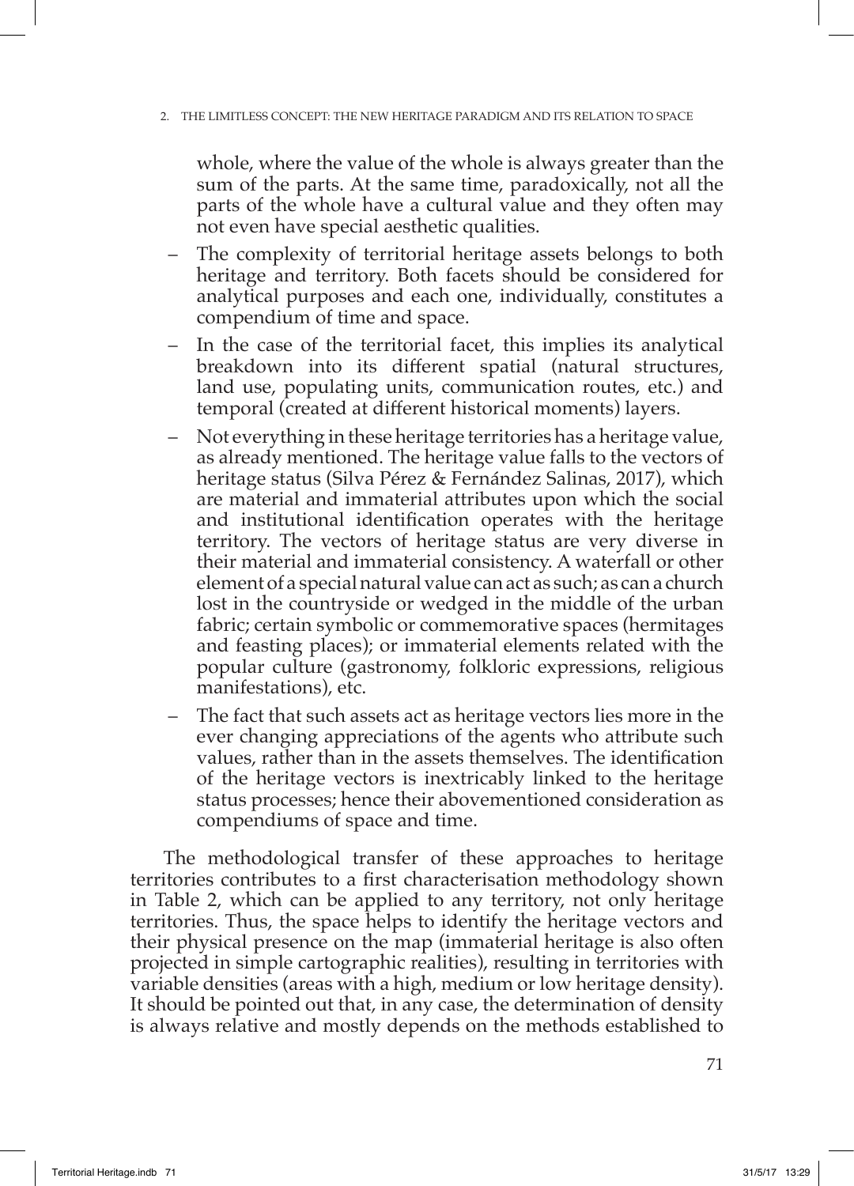whole, where the value of the whole is always greater than the sum of the parts. At the same time, paradoxically, not all the parts of the whole have a cultural value and they often may not even have special aesthetic qualities.

- The complexity of territorial heritage assets belongs to both heritage and territory. Both facets should be considered for analytical purposes and each one, individually, constitutes a compendium of time and space.
- In the case of the territorial facet, this implies its analytical breakdown into its different spatial (natural structures, land use, populating units, communication routes, etc.) and temporal (created at different historical moments) layers.
- Not everything in these heritage territories has a heritage value, as already mentioned. The heritage value falls to the vectors of heritage status (Silva Pérez & Fernández Salinas, 2017), which are material and immaterial attributes upon which the social and institutional identification operates with the heritage territory. The vectors of heritage status are very diverse in their material and immaterial consistency. A waterfall or other element of a special natural value can act as such; as can a church lost in the countryside or wedged in the middle of the urban fabric; certain symbolic or commemorative spaces (hermitages and feasting places); or immaterial elements related with the popular culture (gastronomy, folkloric expressions, religious manifestations), etc.
- The fact that such assets act as heritage vectors lies more in the ever changing appreciations of the agents who attribute such values, rather than in the assets themselves. The identification of the heritage vectors is inextricably linked to the heritage status processes; hence their abovementioned consideration as compendiums of space and time.

The methodological transfer of these approaches to heritage territories contributes to a first characterisation methodology shown in Table 2, which can be applied to any territory, not only heritage territories. Thus, the space helps to identify the heritage vectors and their physical presence on the map (immaterial heritage is also often projected in simple cartographic realities), resulting in territories with variable densities (areas with a high, medium or low heritage density). It should be pointed out that, in any case, the determination of density is always relative and mostly depends on the methods established to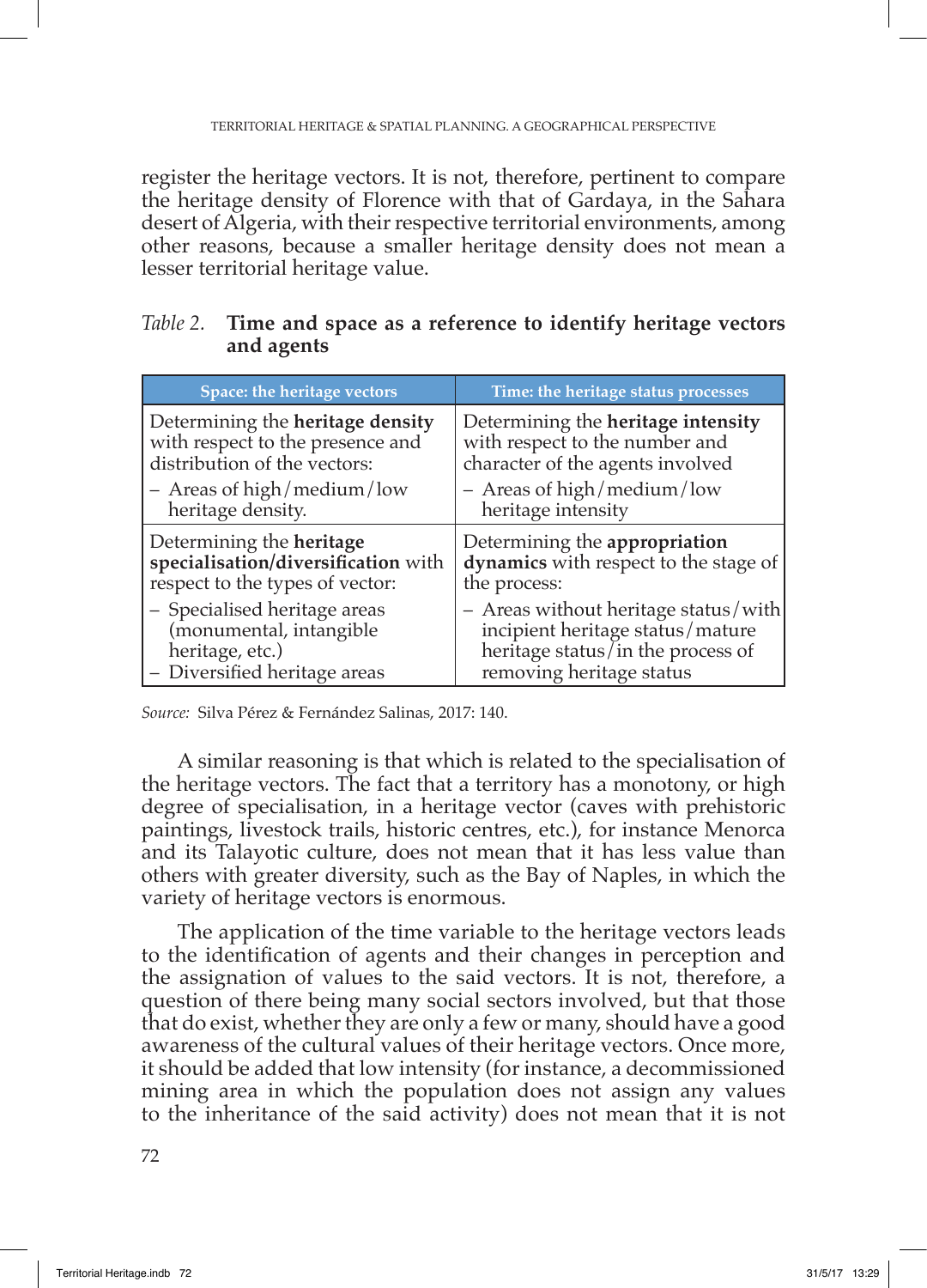register the heritage vectors. It is not, therefore, pertinent to compare the heritage density of Florence with that of Gardaya, in the Sahara desert of Algeria, with their respective territorial environments, among other reasons, because a smaller heritage density does not mean a lesser territorial heritage value.

*Table 2.* **Time and space as a reference to identify heritage vectors and agents**

| Space: the heritage vectors | Time: the heritage status processes |
|---|---|
| Determining the **heritage density** with respect to the presence and distribution of the vectors:<br>– Areas of high/medium/low heritage density. | Determining the **heritage intensity** with respect to the number and character of the agents involved<br>– Areas of high/medium/low heritage intensity |
| Determining the **heritage specialisation/diversification** with respect to the types of vector:<br>– Specialised heritage areas (monumental, intangible heritage, etc.)<br>– Diversified heritage areas | Determining the **appropriation dynamics** with respect to the stage of the process:<br>– Areas without heritage status/with incipient heritage status/mature heritage status/in the process of removing heritage status |

*Source:* Silva Pérez & Fernández Salinas, 2017: 140.

A similar reasoning is that which is related to the specialisation of the heritage vectors. The fact that a territory has a monotony, or high degree of specialisation, in a heritage vector (caves with prehistoric paintings, livestock trails, historic centres, etc.), for instance Menorca and its Talayotic culture, does not mean that it has less value than others with greater diversity, such as the Bay of Naples, in which the variety of heritage vectors is enormous.

The application of the time variable to the heritage vectors leads to the identification of agents and their changes in perception and the assignation of values to the said vectors. It is not, therefore, a question of there being many social sectors involved, but that those that do exist, whether they are only a few or many, should have a good awareness of the cultural values of their heritage vectors. Once more, it should be added that low intensity (for instance, a decommissioned mining area in which the population does not assign any values to the inheritance of the said activity) does not mean that it is not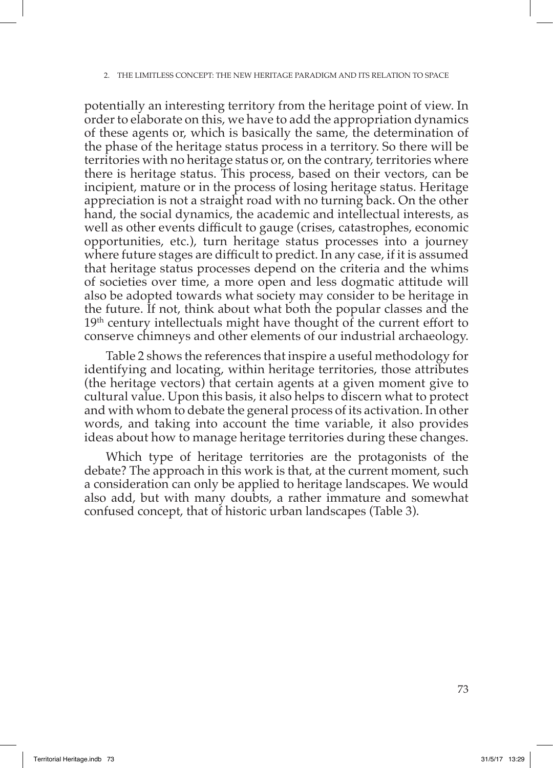potentially an interesting territory from the heritage point of view. In order to elaborate on this, we have to add the appropriation dynamics of these agents or, which is basically the same, the determination of the phase of the heritage status process in a territory. So there will be territories with no heritage status or, on the contrary, territories where there is heritage status. This process, based on their vectors, can be incipient, mature or in the process of losing heritage status. Heritage appreciation is not a straight road with no turning back. On the other hand, the social dynamics, the academic and intellectual interests, as well as other events difficult to gauge (crises, catastrophes, economic opportunities, etc.), turn heritage status processes into a journey where future stages are difficult to predict. In any case, if it is assumed that heritage status processes depend on the criteria and the whims of societies over time, a more open and less dogmatic attitude will also be adopted towards what society may consider to be heritage in the future. If not, think about what both the popular classes and the 19th century intellectuals might have thought of the current effort to conserve chimneys and other elements of our industrial archaeology.

Table 2 shows the references that inspire a useful methodology for identifying and locating, within heritage territories, those attributes (the heritage vectors) that certain agents at a given moment give to cultural value. Upon this basis, it also helps to discern what to protect and with whom to debate the general process of its activation. In other words, and taking into account the time variable, it also provides ideas about how to manage heritage territories during these changes.

Which type of heritage territories are the protagonists of the debate? The approach in this work is that, at the current moment, such a consideration can only be applied to heritage landscapes. We would also add, but with many doubts, a rather immature and somewhat confused concept, that of historic urban landscapes (Table 3).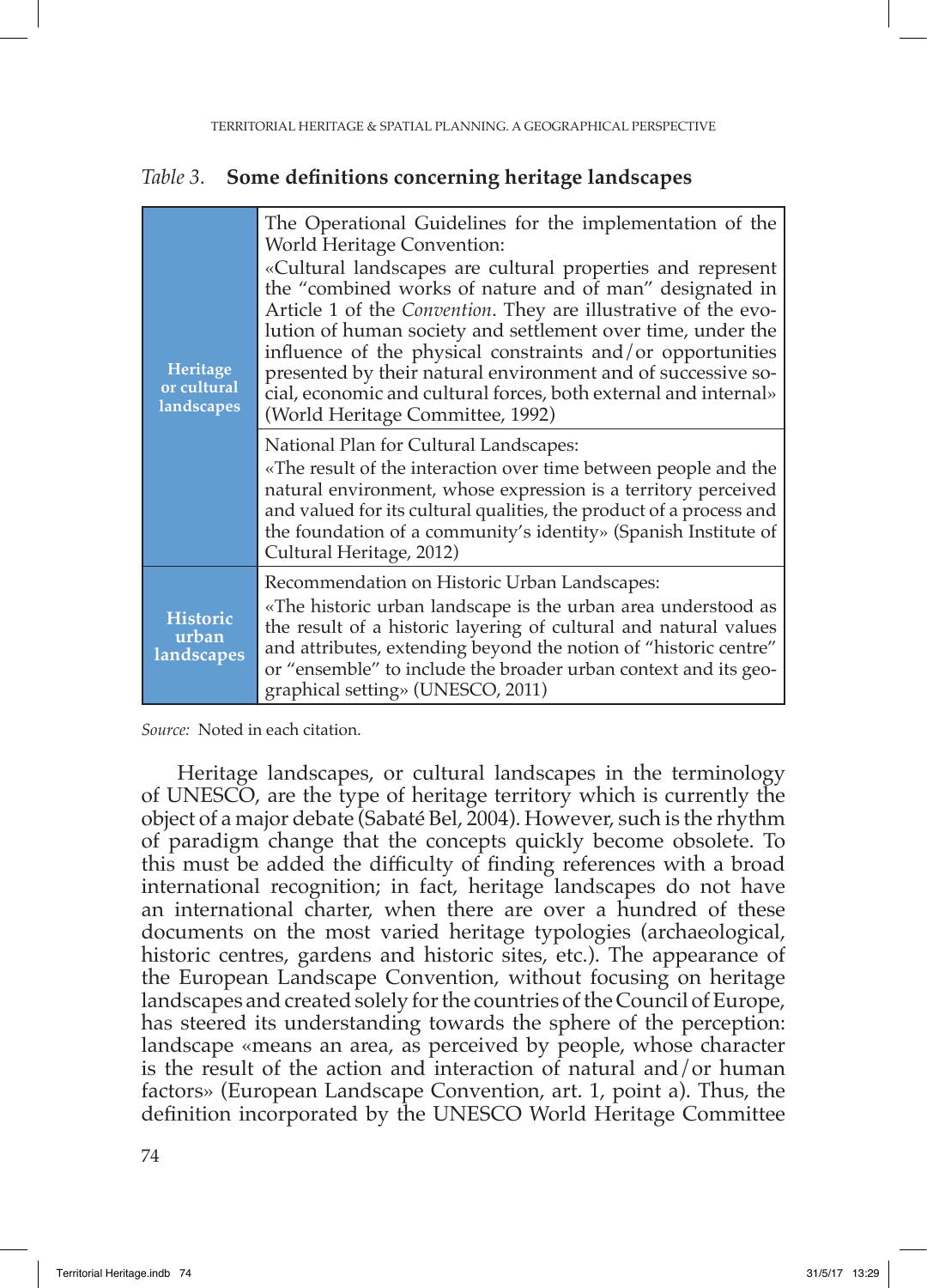*Table 3.* **Some definitions concerning heritage landscapes**

| | |
|---|---|
| **Heritage or cultural landscapes** | The Operational Guidelines for the implementation of the World Heritage Convention: «Cultural landscapes are cultural properties and represent the "combined works of nature and of man" designated in Article 1 of the *Convention*. They are illustrative of the evolution of human society and settlement over time, under the influence of the physical constraints and/or opportunities presented by their natural environment and of successive social, economic and cultural forces, both external and internal» (World Heritage Committee, 1992) |
| | National Plan for Cultural Landscapes: «The result of the interaction over time between people and the natural environment, whose expression is a territory perceived and valued for its cultural qualities, the product of a process and the foundation of a community's identity» (Spanish Institute of Cultural Heritage, 2012) |
| **Historic urban landscapes** | Recommendation on Historic Urban Landscapes: «The historic urban landscape is the urban area understood as the result of a historic layering of cultural and natural values and attributes, extending beyond the notion of "historic centre" or "ensemble" to include the broader urban context and its geographical setting» (UNESCO, 2011) |

*Source:* Noted in each citation.

Heritage landscapes, or cultural landscapes in the terminology of UNESCO, are the type of heritage territory which is currently the object of a major debate (Sabaté Bel, 2004). However, such is the rhythm of paradigm change that the concepts quickly become obsolete. To this must be added the difficulty of finding references with a broad international recognition; in fact, heritage landscapes do not have an international charter, when there are over a hundred of these documents on the most varied heritage typologies (archaeological, historic centres, gardens and historic sites, etc.). The appearance of the European Landscape Convention, without focusing on heritage landscapes and created solely for the countries of the Council of Europe, has steered its understanding towards the sphere of the perception: landscape «means an area, as perceived by people, whose character is the result of the action and interaction of natural and/or human factors» (European Landscape Convention, art. 1, point a). Thus, the definition incorporated by the UNESCO World Heritage Committee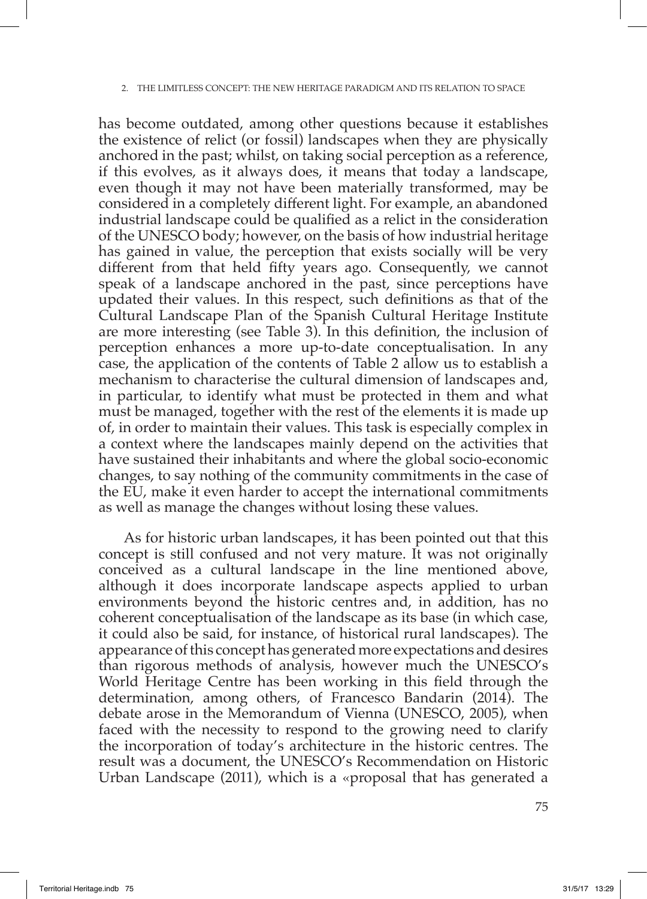has become outdated, among other questions because it establishes the existence of relict (or fossil) landscapes when they are physically anchored in the past; whilst, on taking social perception as a reference, if this evolves, as it always does, it means that today a landscape, even though it may not have been materially transformed, may be considered in a completely different light. For example, an abandoned industrial landscape could be qualified as a relict in the consideration of the UNESCO body; however, on the basis of how industrial heritage has gained in value, the perception that exists socially will be very different from that held fifty years ago. Consequently, we cannot speak of a landscape anchored in the past, since perceptions have updated their values. In this respect, such definitions as that of the Cultural Landscape Plan of the Spanish Cultural Heritage Institute are more interesting (see Table 3). In this definition, the inclusion of perception enhances a more up-to-date conceptualisation. In any case, the application of the contents of Table 2 allow us to establish a mechanism to characterise the cultural dimension of landscapes and, in particular, to identify what must be protected in them and what must be managed, together with the rest of the elements it is made up of, in order to maintain their values. This task is especially complex in a context where the landscapes mainly depend on the activities that have sustained their inhabitants and where the global socio-economic changes, to say nothing of the community commitments in the case of the EU, make it even harder to accept the international commitments as well as manage the changes without losing these values.

As for historic urban landscapes, it has been pointed out that this concept is still confused and not very mature. It was not originally conceived as a cultural landscape in the line mentioned above, although it does incorporate landscape aspects applied to urban environments beyond the historic centres and, in addition, has no coherent conceptualisation of the landscape as its base (in which case, it could also be said, for instance, of historical rural landscapes). The appearance of this concept has generated more expectations and desires than rigorous methods of analysis, however much the UNESCO's World Heritage Centre has been working in this field through the determination, among others, of Francesco Bandarin (2014). The debate arose in the Memorandum of Vienna (UNESCO, 2005), when faced with the necessity to respond to the growing need to clarify the incorporation of today's architecture in the historic centres. The result was a document, the UNESCO's Recommendation on Historic Urban Landscape (2011), which is a «proposal that has generated a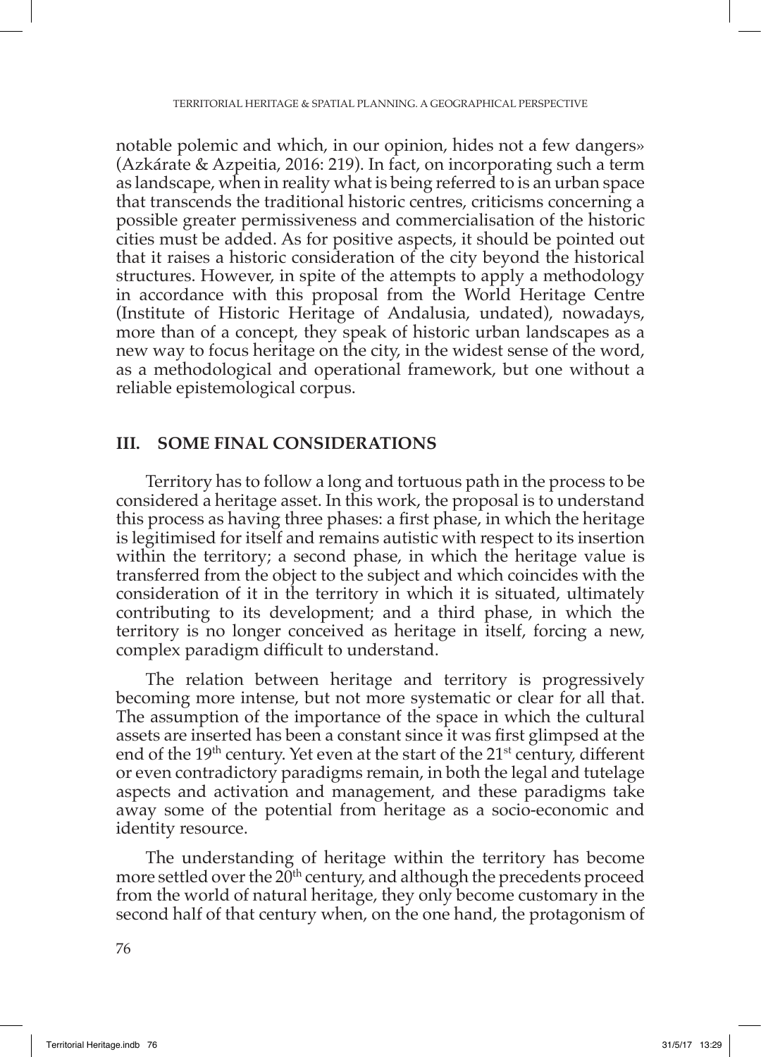notable polemic and which, in our opinion, hides not a few dangers» (Azkárate & Azpeitia, 2016: 219). In fact, on incorporating such a term as landscape, when in reality what is being referred to is an urban space that transcends the traditional historic centres, criticisms concerning a possible greater permissiveness and commercialisation of the historic cities must be added. As for positive aspects, it should be pointed out that it raises a historic consideration of the city beyond the historical structures. However, in spite of the attempts to apply a methodology in accordance with this proposal from the World Heritage Centre (Institute of Historic Heritage of Andalusia, undated), nowadays, more than of a concept, they speak of historic urban landscapes as a new way to focus heritage on the city, in the widest sense of the word, as a methodological and operational framework, but one without a reliable epistemological corpus.

## III. SOME FINAL CONSIDERATIONS

Territory has to follow a long and tortuous path in the process to be considered a heritage asset. In this work, the proposal is to understand this process as having three phases: a first phase, in which the heritage is legitimised for itself and remains autistic with respect to its insertion within the territory; a second phase, in which the heritage value is transferred from the object to the subject and which coincides with the consideration of it in the territory in which it is situated, ultimately contributing to its development; and a third phase, in which the territory is no longer conceived as heritage in itself, forcing a new, complex paradigm difficult to understand.

The relation between heritage and territory is progressively becoming more intense, but not more systematic or clear for all that. The assumption of the importance of the space in which the cultural assets are inserted has been a constant since it was first glimpsed at the end of the 19th century. Yet even at the start of the 21st century, different or even contradictory paradigms remain, in both the legal and tutelage aspects and activation and management, and these paradigms take away some of the potential from heritage as a socio-economic and identity resource.

The understanding of heritage within the territory has become more settled over the 20th century, and although the precedents proceed from the world of natural heritage, they only become customary in the second half of that century when, on the one hand, the protagonism of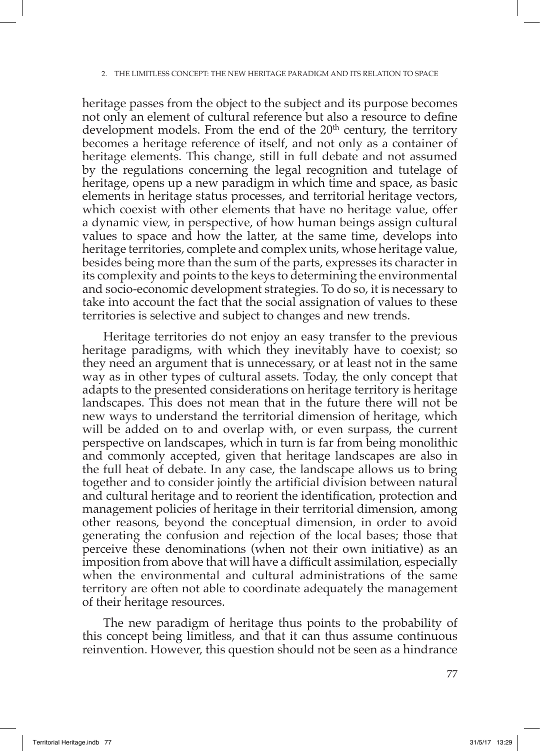heritage passes from the object to the subject and its purpose becomes not only an element of cultural reference but also a resource to define development models. From the end of the 20th century, the territory becomes a heritage reference of itself, and not only as a container of heritage elements. This change, still in full debate and not assumed by the regulations concerning the legal recognition and tutelage of heritage, opens up a new paradigm in which time and space, as basic elements in heritage status processes, and territorial heritage vectors, which coexist with other elements that have no heritage value, offer a dynamic view, in perspective, of how human beings assign cultural values to space and how the latter, at the same time, develops into heritage territories, complete and complex units, whose heritage value, besides being more than the sum of the parts, expresses its character in its complexity and points to the keys to determining the environmental and socio-economic development strategies. To do so, it is necessary to take into account the fact that the social assignation of values to these territories is selective and subject to changes and new trends.

Heritage territories do not enjoy an easy transfer to the previous heritage paradigms, with which they inevitably have to coexist; so they need an argument that is unnecessary, or at least not in the same way as in other types of cultural assets. Today, the only concept that adapts to the presented considerations on heritage territory is heritage landscapes. This does not mean that in the future there will not be new ways to understand the territorial dimension of heritage, which will be added on to and overlap with, or even surpass, the current perspective on landscapes, which in turn is far from being monolithic and commonly accepted, given that heritage landscapes are also in the full heat of debate. In any case, the landscape allows us to bring together and to consider jointly the artificial division between natural and cultural heritage and to reorient the identification, protection and management policies of heritage in their territorial dimension, among other reasons, beyond the conceptual dimension, in order to avoid generating the confusion and rejection of the local bases; those that perceive these denominations (when not their own initiative) as an imposition from above that will have a difficult assimilation, especially when the environmental and cultural administrations of the same territory are often not able to coordinate adequately the management of their heritage resources.

The new paradigm of heritage thus points to the probability of this concept being limitless, and that it can thus assume continuous reinvention. However, this question should not be seen as a hindrance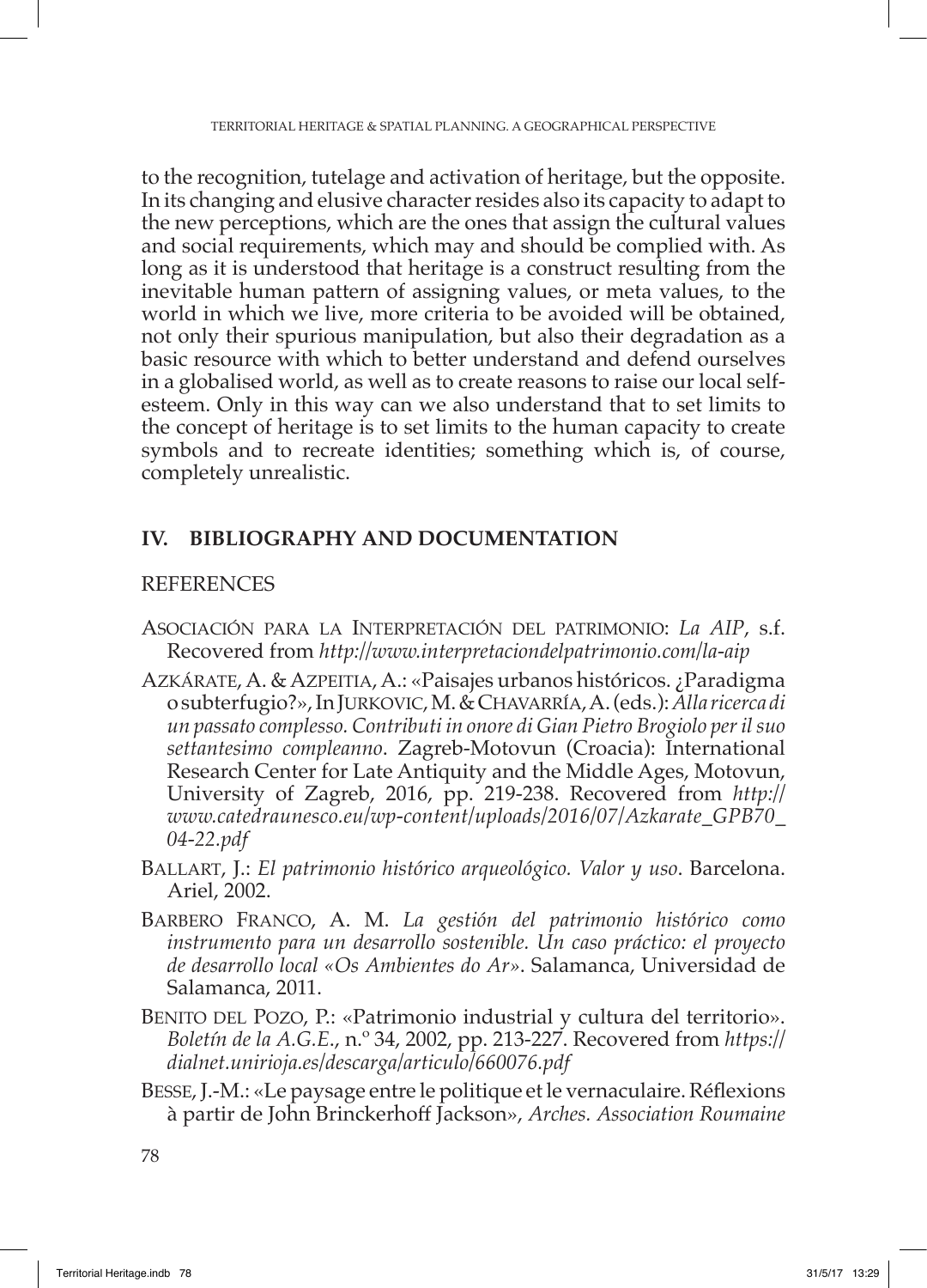to the recognition, tutelage and activation of heritage, but the opposite. In its changing and elusive character resides also its capacity to adapt to the new perceptions, which are the ones that assign the cultural values and social requirements, which may and should be complied with. As long as it is understood that heritage is a construct resulting from the inevitable human pattern of assigning values, or meta values, to the world in which we live, more criteria to be avoided will be obtained, not only their spurious manipulation, but also their degradation as a basic resource with which to better understand and defend ourselves in a globalised world, as well as to create reasons to raise our local self-esteem. Only in this way can we also understand that to set limits to the concept of heritage is to set limits to the human capacity to create symbols and to recreate identities; something which is, of course, completely unrealistic.

## IV. BIBLIOGRAPHY AND DOCUMENTATION

### REFERENCES

Asociación para la Interpretación del patrimonio: *La AIP*, s.f. Recovered from *http://www.interpretaciondelpatrimonio.com/la-aip*

Azkárate, A. & Azpeitia, A.: «Paisajes urbanos históricos. ¿Paradigma o subterfugio?», In Jurkovic, M. & Chavarría, A. (eds.): *Alla ricerca di un passato complesso. Contributi in onore di Gian Pietro Brogiolo per il suo settantesimo compleanno*. Zagreb-Motovun (Croacia): International Research Center for Late Antiquity and the Middle Ages, Motovun, University of Zagreb, 2016, pp. 219-238. Recovered from *http://www.catedraunesco.eu/wp-content/uploads/2016/07/Azkarate_GPB70_04-22.pdf*

Ballart, J.: *El patrimonio histórico arqueológico. Valor y uso*. Barcelona. Ariel, 2002.

Barbero Franco, A. M. *La gestión del patrimonio histórico como instrumento para un desarrollo sostenible. Un caso práctico: el proyecto de desarrollo local «Os Ambientes do Ar»*. Salamanca, Universidad de Salamanca, 2011.

Benito del Pozo, P.: «Patrimonio industrial y cultura del territorio». *Boletín de la A.G.E.*, n.º 34, 2002, pp. 213-227. Recovered from *https://dialnet.unirioja.es/descarga/articulo/660076.pdf*

Besse, J.-M.: «Le paysage entre le politique et le vernaculaire. Réflexions à partir de John Brinckerhoff Jackson», *Arches. Association Roumaine*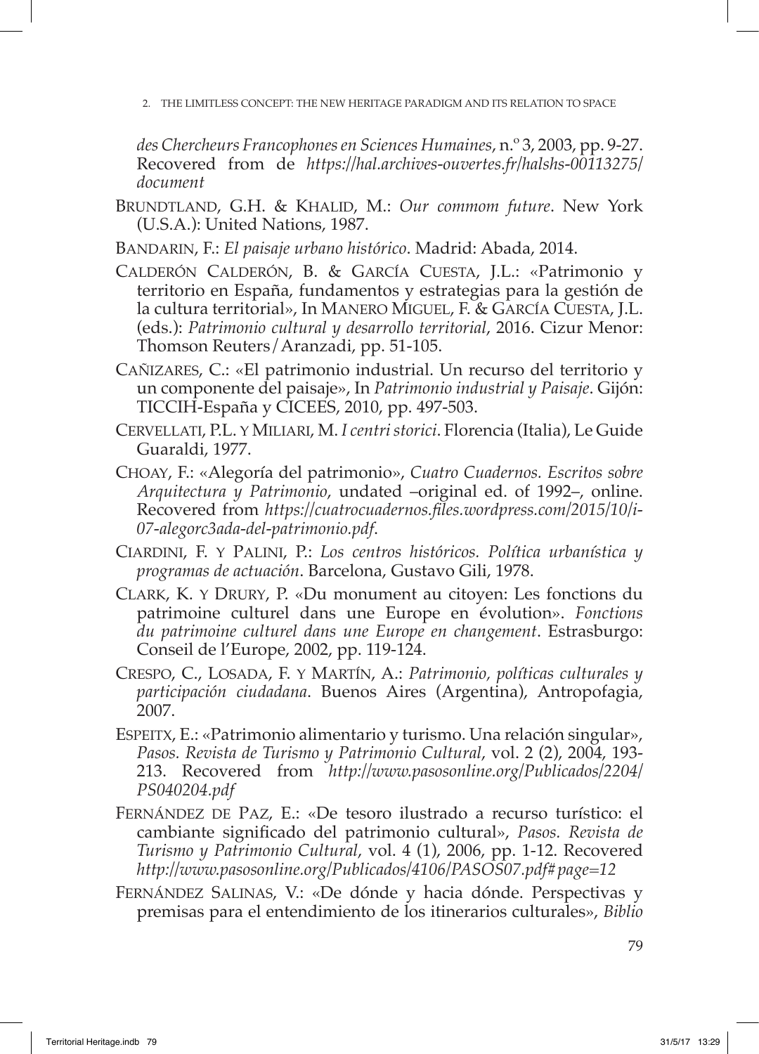*des Chercheurs Francophones en Sciences Humaines*, n.º 3, 2003, pp. 9-27. Recovered from de *https://hal.archives-ouvertes.fr/halshs-00113275/document*

Brundtland, G.H. & Khalid, M.: *Our commom future*. New York (U.S.A.): United Nations, 1987.

Bandarin, F.: *El paisaje urbano histórico*. Madrid: Abada, 2014.

Calderón Calderón, B. & García Cuesta, J.L.: «Patrimonio y territorio en España, fundamentos y estrategias para la gestión de la cultura territorial», In Manero Miguel, F. & García Cuesta, J.L. (eds.): *Patrimonio cultural y desarrollo territorial*, 2016. Cizur Menor: Thomson Reuters/Aranzadi, pp. 51-105.

Cañizares, C.: «El patrimonio industrial. Un recurso del territorio y un componente del paisaje», In *Patrimonio industrial y Paisaje*. Gijón: TICCIH-España y CICEES, 2010, pp. 497-503.

Cervellati, P.L. y Miliari, M. *I centri storici*. Florencia (Italia), Le Guide Guaraldi, 1977.

Choay, F.: «Alegoría del patrimonio», *Cuatro Cuadernos. Escritos sobre Arquitectura y Patrimonio*, undated –original ed. of 1992–, online. Recovered from *https://cuatrocuadernos.files.wordpress.com/2015/10/i-07-alegorc3ada-del-patrimonio.pdf*.

Ciardini, F. y Palini, P.: *Los centros históricos. Política urbanística y programas de actuación*. Barcelona, Gustavo Gili, 1978.

Clark, K. y Drury, P. «Du monument au citoyen: Les fonctions du patrimoine culturel dans une Europe en évolution». *Fonctions du patrimoine culturel dans une Europe en changement*. Estrasburgo: Conseil de l'Europe, 2002, pp. 119-124.

Crespo, C., Losada, F. y Martín, A.: *Patrimonio, políticas culturales y participación ciudadana*. Buenos Aires (Argentina), Antropofagia, 2007.

Espeitx, E.: «Patrimonio alimentario y turismo. Una relación singular», *Pasos. Revista de Turismo y Patrimonio Cultural*, vol. 2 (2), 2004, 193-213. Recovered from *http://www.pasosonline.org/Publicados/2204/PS040204.pdf*

Fernández de Paz, E.: «De tesoro ilustrado a recurso turístico: el cambiante significado del patrimonio cultural», *Pasos. Revista de Turismo y Patrimonio Cultural*, vol. 4 (1), 2006, pp. 1-12. Recovered *http://www.pasosonline.org/Publicados/4106/PASOS07.pdf#page=12*

Fernández Salinas, V.: «De dónde y hacia dónde. Perspectivas y premisas para el entendimiento de los itinerarios culturales», *Biblio*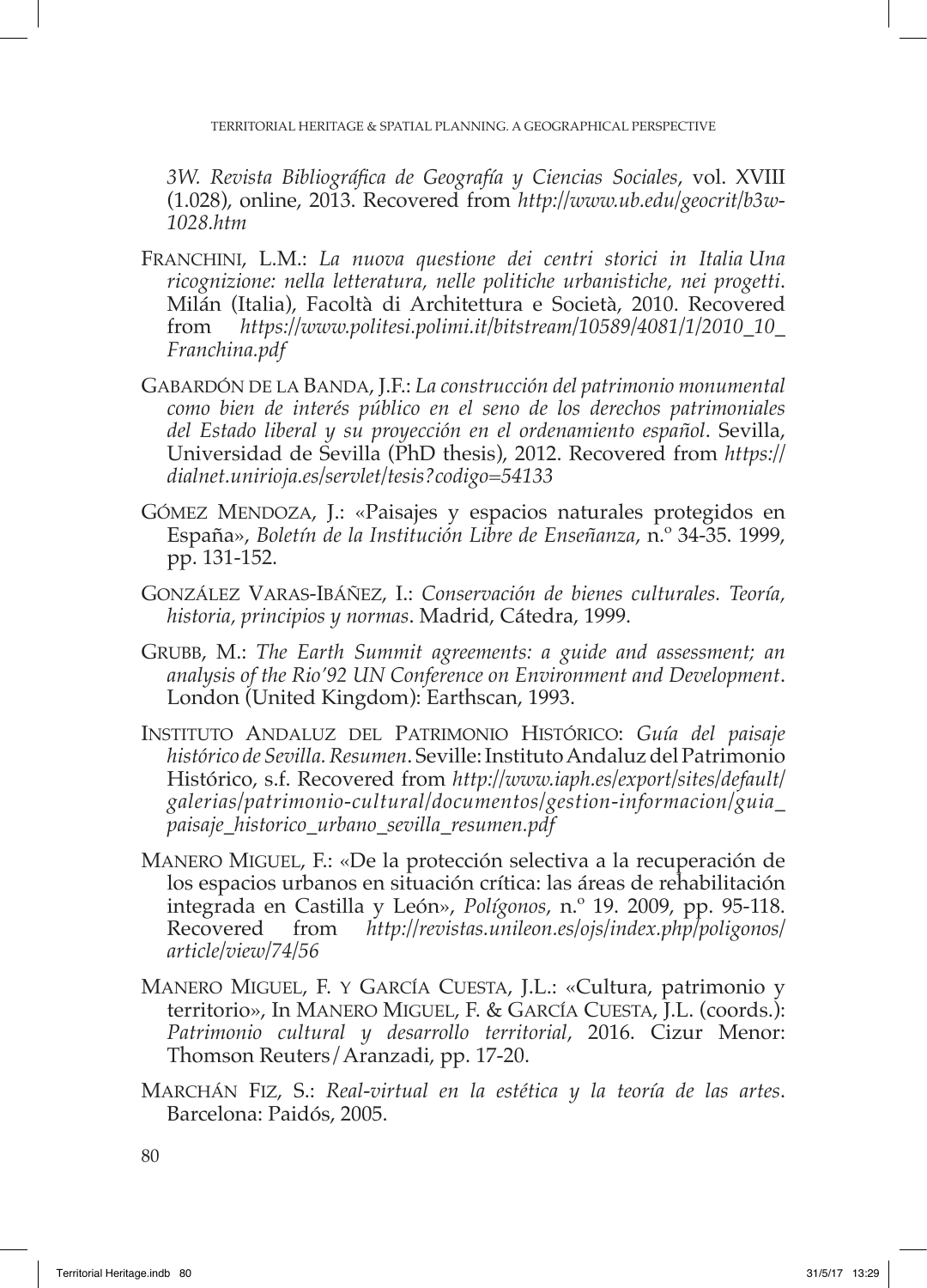*3W. Revista Bibliográfica de Geografía y Ciencias Sociales*, vol. XVIII (1.028), online, 2013. Recovered from *http://www.ub.edu/geocrit/b3w-1028.htm*

Franchini, L.M.: *La nuova questione dei centri storici in Italia Una ricognizione: nella letteratura, nelle politiche urbanistiche, nei progetti*. Milán (Italia), Facoltà di Architettura e Società, 2010. Recovered from *https://www.politesi.polimi.it/bitstream/10589/4081/1/2010_10_Franchina.pdf*

Gabardón de la Banda, J.F.: *La construcción del patrimonio monumental como bien de interés público en el seno de los derechos patrimoniales del Estado liberal y su proyección en el ordenamiento español*. Sevilla, Universidad de Sevilla (PhD thesis), 2012. Recovered from *https://dialnet.unirioja.es/servlet/tesis?codigo=54133*

Gómez Mendoza, J.: «Paisajes y espacios naturales protegidos en España», *Boletín de la Institución Libre de Enseñanza*, n.º 34-35. 1999, pp. 131-152.

González Varas-Ibáñez, I.: *Conservación de bienes culturales. Teoría, historia, principios y normas*. Madrid, Cátedra, 1999.

Grubb, M.: *The Earth Summit agreements: a guide and assessment; an analysis of the Rio'92 UN Conference on Environment and Development*. London (United Kingdom): Earthscan, 1993.

Instituto Andaluz del Patrimonio Histórico: *Guía del paisaje histórico de Sevilla. Resumen*. Seville: Instituto Andaluz del Patrimonio Histórico, s.f. Recovered from *http://www.iaph.es/export/sites/default/galerias/patrimonio-cultural/documentos/gestion-informacion/guia_paisaje_historico_urbano_sevilla_resumen.pdf*

Manero Miguel, F.: «De la protección selectiva a la recuperación de los espacios urbanos en situación crítica: las áreas de rehabilitación integrada en Castilla y León», *Polígonos*, n.º 19. 2009, pp. 95-118. Recovered from *http://revistas.unileon.es/ojs/index.php/poligonos/article/view/74/56*

Manero Miguel, F. y García Cuesta, J.L.: «Cultura, patrimonio y territorio», In Manero Miguel, F. & García Cuesta, J.L. (coords.): *Patrimonio cultural y desarrollo territorial*, 2016. Cizur Menor: Thomson Reuters/Aranzadi, pp. 17-20.

Marchán Fiz, S.: *Real-virtual en la estética y la teoría de las artes*. Barcelona: Paidós, 2005.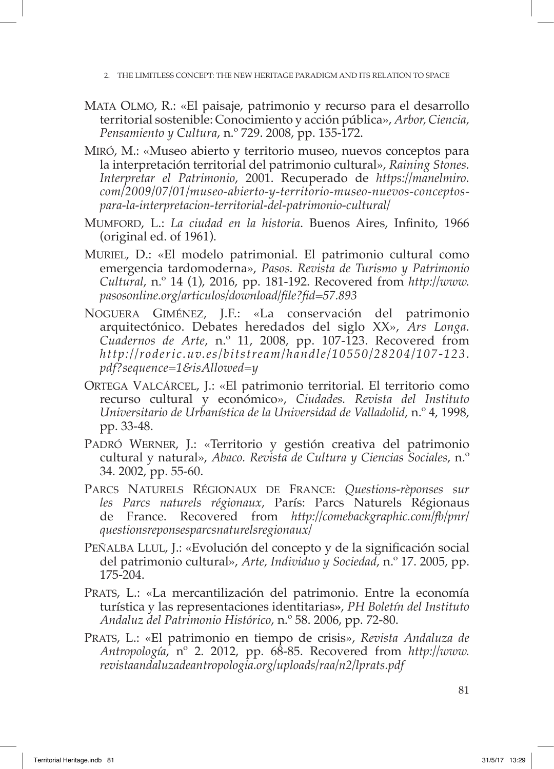Mata Olmo, R.: «El paisaje, patrimonio y recurso para el desarrollo territorial sostenible: Conocimiento y acción pública», *Arbor, Ciencia, Pensamiento y Cultura*, n.º 729. 2008, pp. 155-172.

Miró, M.: «Museo abierto y territorio museo, nuevos conceptos para la interpretación territorial del patrimonio cultural», *Raining Stones. Interpretar el Patrimonio*, 2001. Recuperado de *https://manelmiro.com/2009/07/01/museo-abierto-y-territorio-museo-nuevos-conceptos-para-la-interpretacion-territorial-del-patrimonio-cultural/*

Mumford, L.: *La ciudad en la historia*. Buenos Aires, Infinito, 1966 (original ed. of 1961).

Muriel, D.: «El modelo patrimonial. El patrimonio cultural como emergencia tardomoderna», *Pasos. Revista de Turismo y Patrimonio Cultural*, n.º 14 (1), 2016, pp. 181-192. Recovered from *http://www.pasosonline.org/articulos/download/file?fid=57.893*

Noguera Giménez, J.F.: «La conservación del patrimonio arquitectónico. Debates heredados del siglo XX», *Ars Longa. Cuadernos de Arte*, n.º 11, 2008, pp. 107-123. Recovered from *http://roderic.uv.es/bitstream/handle/10550/28204/107-123.pdf?sequence=1&isAllowed=y*

Ortega Valcárcel, J.: «El patrimonio territorial. El territorio como recurso cultural y económico», *Ciudades. Revista del Instituto Universitario de Urbanística de la Universidad de Valladolid*, n.º 4, 1998, pp. 33-48.

Padró Werner, J.: «Territorio y gestión creativa del patrimonio cultural y natural», *Abaco. Revista de Cultura y Ciencias Sociales*, n.º 34. 2002, pp. 55-60.

Parcs Naturels Régionaux de France: *Questions-rèponses sur les Parcs naturels régionaux*, París: Parcs Naturels Régionaus de France. Recovered from *http://comebackgraphic.com/fb/pnr/questionsreponsesparcsnaturelsregionaux/*

Peñalba Llul, J.: «Evolución del concepto y de la significación social del patrimonio cultural», *Arte, Individuo y Sociedad*, n.º 17. 2005, pp. 175-204.

Prats, L.: «La mercantilización del patrimonio. Entre la economía turística y las representaciones identitarias», *PH Boletín del Instituto Andaluz del Patrimonio Histórico*, n.º 58. 2006, pp. 72-80.

Prats, L.: «El patrimonio en tiempo de crisis», *Revista Andaluza de Antropología*, nº 2. 2012, pp. 68-85. Recovered from *http://www.revistaandaluzadeantropologia.org/uploads/raa/n2/lprats.pdf*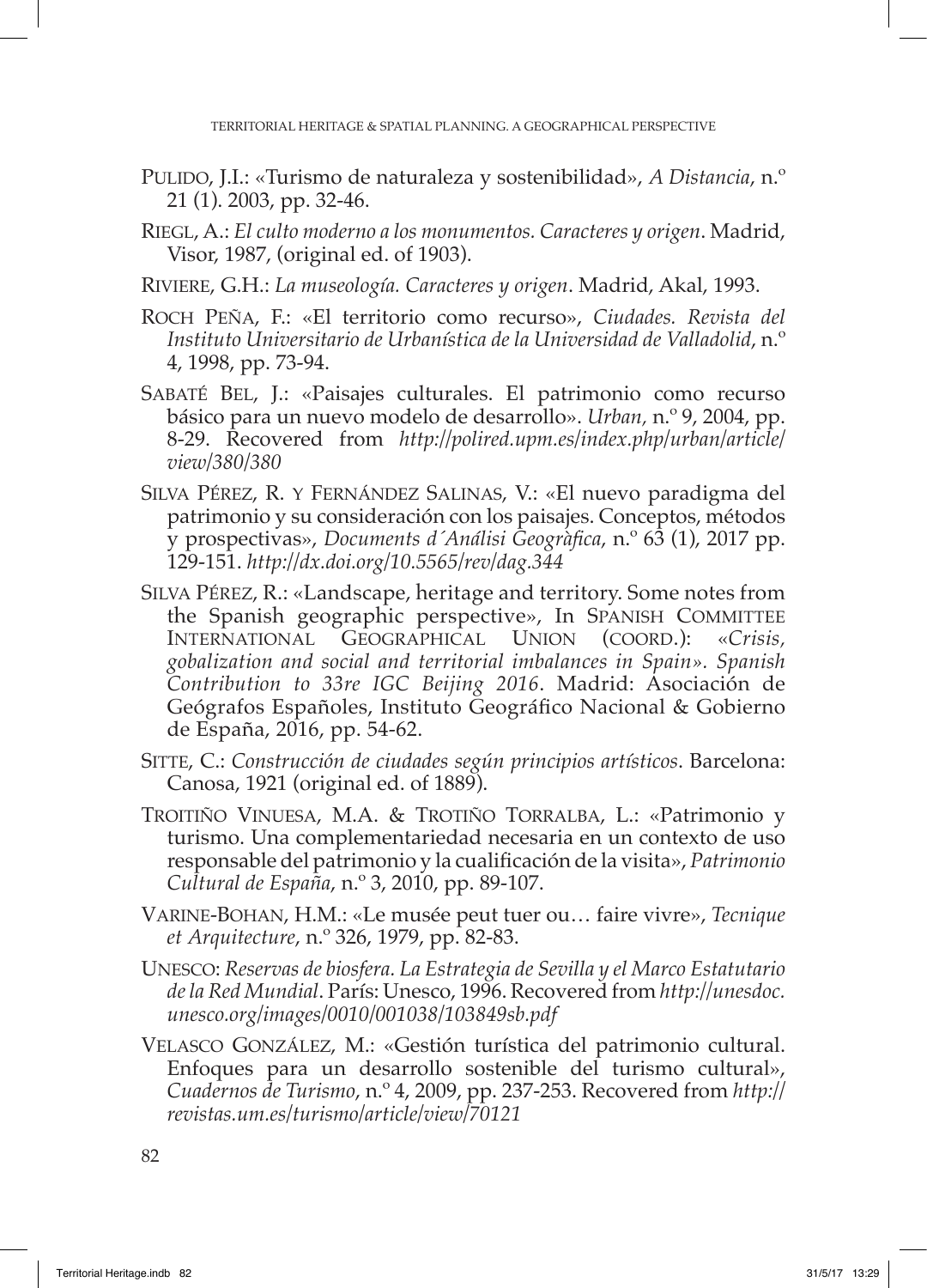Pulido, J.I.: «Turismo de naturaleza y sostenibilidad», *A Distancia*, n.º 21 (1). 2003, pp. 32-46.

Riegl, A.: *El culto moderno a los monumentos. Caracteres y origen*. Madrid, Visor, 1987, (original ed. of 1903).

Riviere, G.H.: *La museología. Caracteres y origen*. Madrid, Akal, 1993.

Roch Peña, F.: «El territorio como recurso», *Ciudades. Revista del Instituto Universitario de Urbanística de la Universidad de Valladolid*, n.º 4, 1998, pp. 73-94.

Sabaté Bel, J.: «Paisajes culturales. El patrimonio como recurso básico para un nuevo modelo de desarrollo». *Urban*, n.º 9, 2004, pp. 8-29. Recovered from *http://polired.upm.es/index.php/urban/article/view/380/380*

Silva Pérez, R. y Fernández Salinas, V.: «El nuevo paradigma del patrimonio y su consideración con los paisajes. Conceptos, métodos y prospectivas», *Documents d´Análisi Geogràfica*, n.º 63 (1), 2017 pp. 129-151. *http://dx.doi.org/10.5565/rev/dag.344*

Silva Pérez, R.: «Landscape, heritage and territory. Some notes from the Spanish geographic perspective», In Spanish Committee International Geographical Union (coord.): «*Crisis, gobalization and social and territorial imbalances in Spain». Spanish Contribution to 33re IGC Beijing 2016*. Madrid: Asociación de Geógrafos Españoles, Instituto Geográfico Nacional & Gobierno de España, 2016, pp. 54-62.

Sitte, C.: *Construcción de ciudades según principios artísticos*. Barcelona: Canosa, 1921 (original ed. of 1889).

Troitiño Vinuesa, M.A. & Trotiño Torralba, L.: «Patrimonio y turismo. Una complementariedad necesaria en un contexto de uso responsable del patrimonio y la cualificación de la visita», *Patrimonio Cultural de España*, n.º 3, 2010, pp. 89-107.

Varine-Bohan, H.M.: «Le musée peut tuer ou… faire vivre», *Tecnique et Arquitecture*, n.º 326, 1979, pp. 82-83.

Unesco: *Reservas de biosfera. La Estrategia de Sevilla y el Marco Estatutario de la Red Mundial*. París: Unesco, 1996. Recovered from *http://unesdoc.unesco.org/images/0010/001038/103849sb.pdf*

Velasco González, M.: «Gestión turística del patrimonio cultural. Enfoques para un desarrollo sostenible del turismo cultural», *Cuadernos de Turismo*, n.º 4, 2009, pp. 237-253. Recovered from *http://revistas.um.es/turismo/article/view/70121*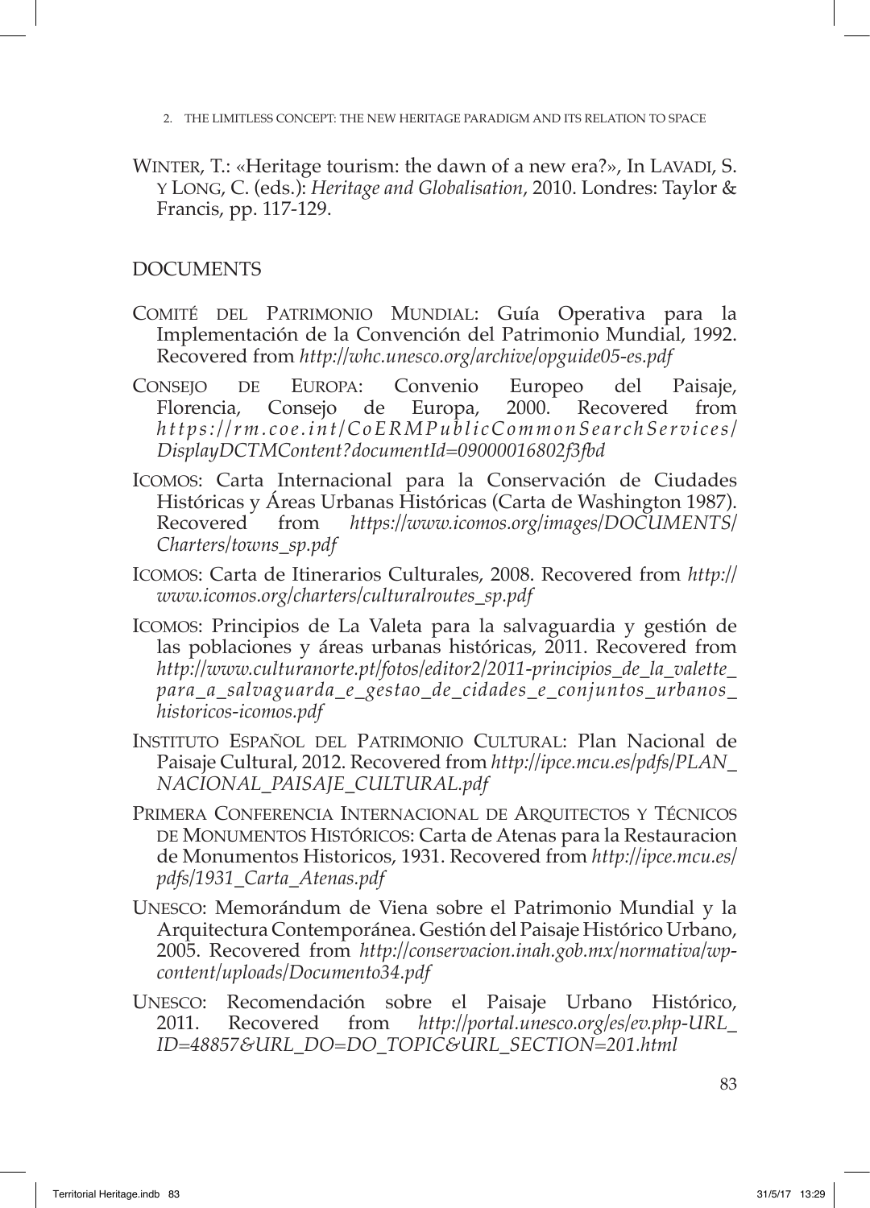Winter, T.: «Heritage tourism: the dawn of a new era?», In Lavadi, S. y Long, C. (eds.): *Heritage and Globalisation*, 2010. Londres: Taylor & Francis, pp. 117-129.

## DOCUMENTS

Comité del Patrimonio Mundial: Guía Operativa para la Implementación de la Convención del Patrimonio Mundial, 1992. Recovered from *http://whc.unesco.org/archive/opguide05-es.pdf*

Consejo de Europa: Convenio Europeo del Paisaje, Florencia, Consejo de Europa, 2000. Recovered from *https://rm.coe.int/CoERMPublicCommonSearchServices/DisplayDCTMContent?documentId=09000016802f3fbd*

Icomos: Carta Internacional para la Conservación de Ciudades Históricas y Áreas Urbanas Históricas (Carta de Washington 1987). Recovered from *https://www.icomos.org/images/DOCUMENTS/Charters/towns_sp.pdf*

Icomos: Carta de Itinerarios Culturales, 2008. Recovered from *http://www.icomos.org/charters/culturalroutes_sp.pdf*

Icomos: Principios de La Valeta para la salvaguardia y gestión de las poblaciones y áreas urbanas históricas, 2011. Recovered from *http://www.culturanorte.pt/fotos/editor2/2011-principios_de_la_valette_para_a_salvaguarda_e_gestao_de_cidades_e_conjuntos_urbanos_historicos-icomos.pdf*

Instituto Español del Patrimonio Cultural: Plan Nacional de Paisaje Cultural, 2012. Recovered from *http://ipce.mcu.es/pdfs/PLAN_NACIONAL_PAISAJE_CULTURAL.pdf*

Primera Conferencia Internacional de Arquitectos y Técnicos de Monumentos Históricos: Carta de Atenas para la Restauracion de Monumentos Historicos, 1931. Recovered from *http://ipce.mcu.es/pdfs/1931_Carta_Atenas.pdf*

Unesco: Memorándum de Viena sobre el Patrimonio Mundial y la Arquitectura Contemporánea. Gestión del Paisaje Histórico Urbano, 2005. Recovered from *http://conservacion.inah.gob.mx/normativa/wp-content/uploads/Documento34.pdf*

Unesco: Recomendación sobre el Paisaje Urbano Histórico, 2011. Recovered from *http://portal.unesco.org/es/ev.php-URL_ID=48857&URL_DO=DO_TOPIC&URL_SECTION=201.html*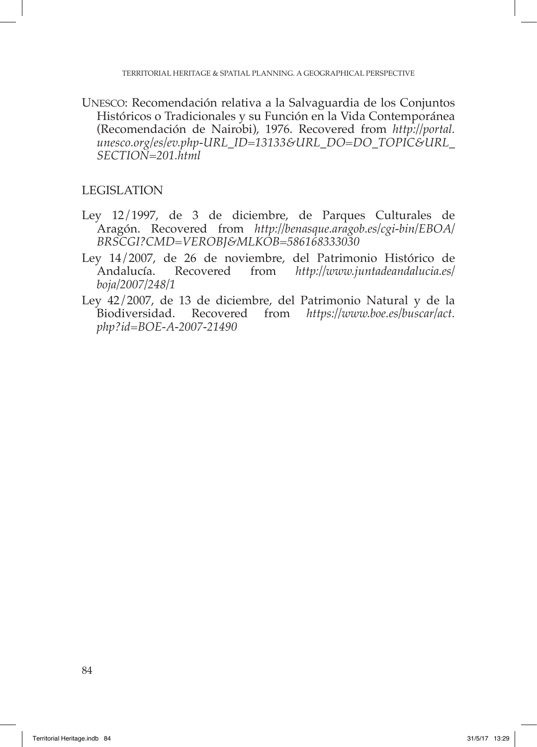UNESCO: Recomendación relativa a la Salvaguardia de los Conjuntos Históricos o Tradicionales y su Función en la Vida Contemporánea (Recomendación de Nairobi), 1976. Recovered from *http://portal.unesco.org/es/ev.php-URL_ID=13133&URL_DO=DO_TOPIC&URL_SECTION=201.html*

## LEGISLATION

Ley 12/1997, de 3 de diciembre, de Parques Culturales de Aragón. Recovered from *http://benasque.aragob.es/cgi-bin/EBOA/BRSCGI?CMD=VEROBJ&MLKOB=586168333030*

Ley 14/2007, de 26 de noviembre, del Patrimonio Histórico de Andalucía. Recovered from *http://www.juntadeandalucia.es/boja/2007/248/1*

Ley 42/2007, de 13 de diciembre, del Patrimonio Natural y de la Biodiversidad. Recovered from *https://www.boe.es/buscar/act.php?id=BOE-A-2007-21490*